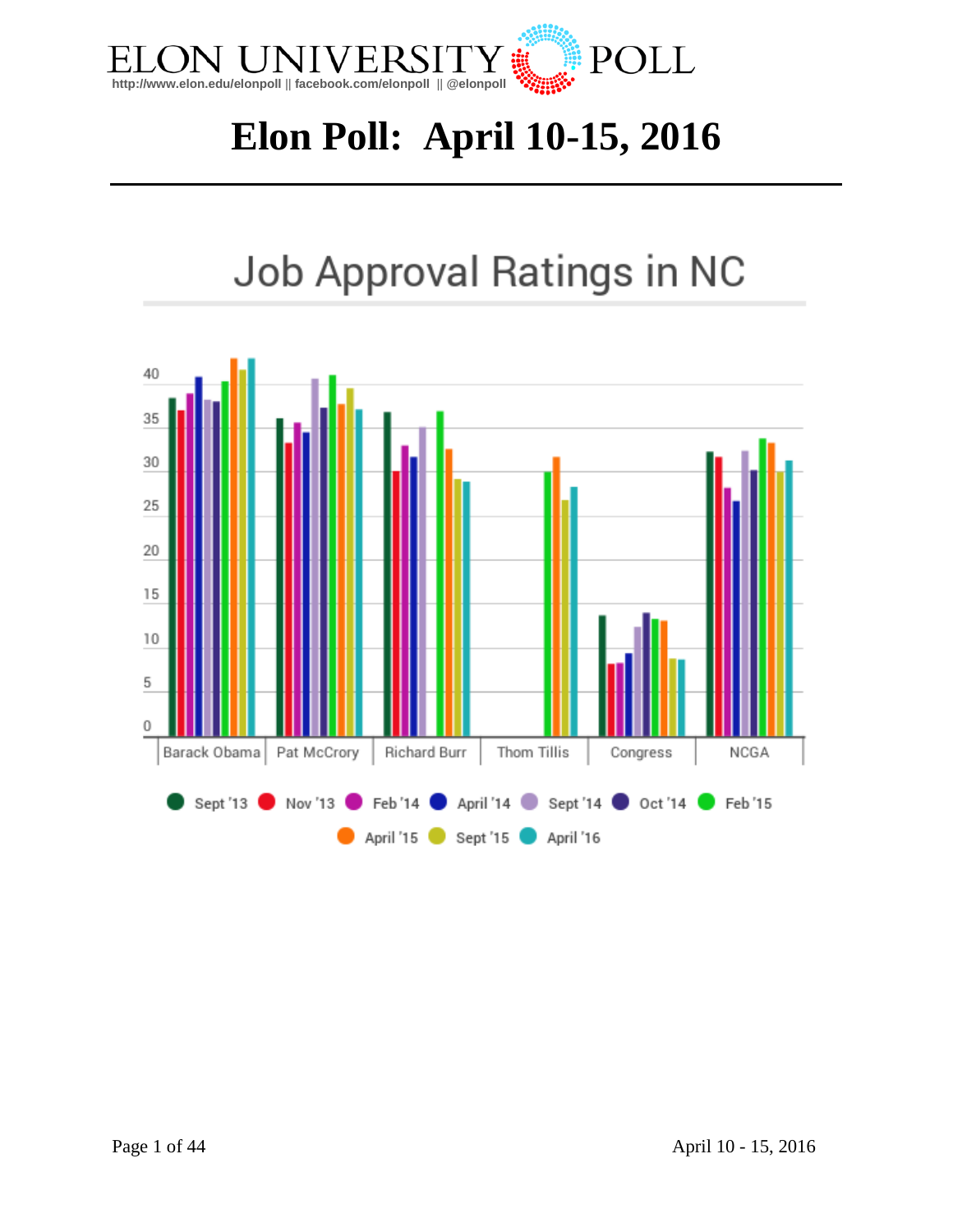ELON UNIVERSITY POLL

http://www.elon.edu/elonpoll || facebook.com/elonpoll || @elonpoll

# Elon Poll: April 10-15, 2016

## Job Approval Ratings in NC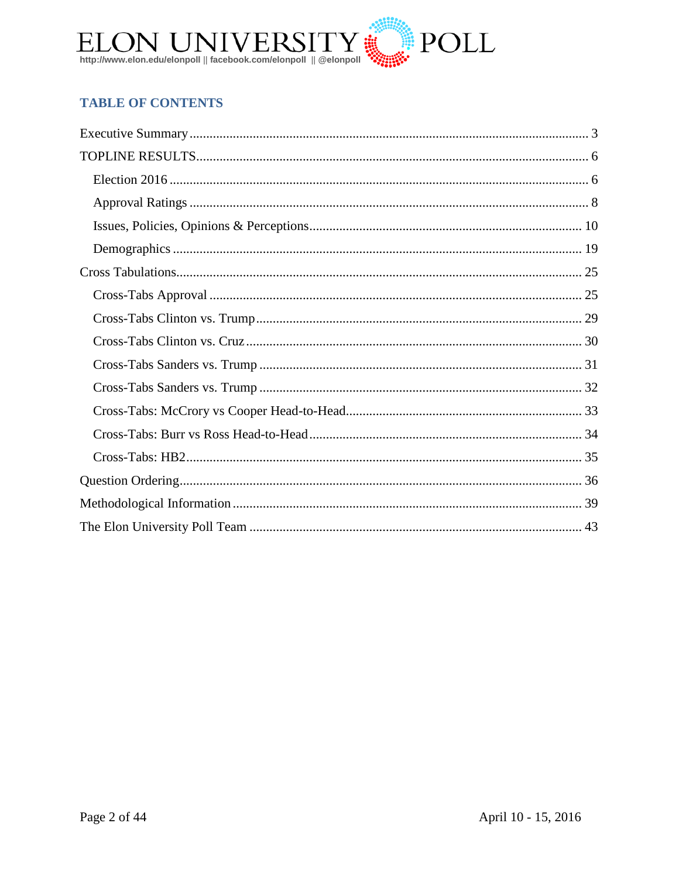## TABLE OF CONTENTS

Executive Summary ........ 3

TOPLINE RESULTS ........ 6

- Election 2016 ........ 6
- Approval Ratings ........ 8
- Issues, Policies, Opinions & Perceptions ........ 10
- Demographics ........ 19

Cross Tabulations ........ 25

- Cross-Tabs Approval ........ 25
- Cross-Tabs Clinton vs. Trump ........ 29
- Cross-Tabs Clinton vs. Cruz ........ 30
- Cross-Tabs Sanders vs. Trump ........ 31
- Cross-Tabs Sanders vs. Trump ........ 32
- Cross-Tabs: McCrory vs Cooper Head-to-Head ........ 33
- Cross-Tabs: Burr vs Ross Head-to-Head ........ 34
- Cross-Tabs: HB2 ........ 35

Question Ordering ........ 36

Methodological Information ........ 39

The Elon University Poll Team ........ 43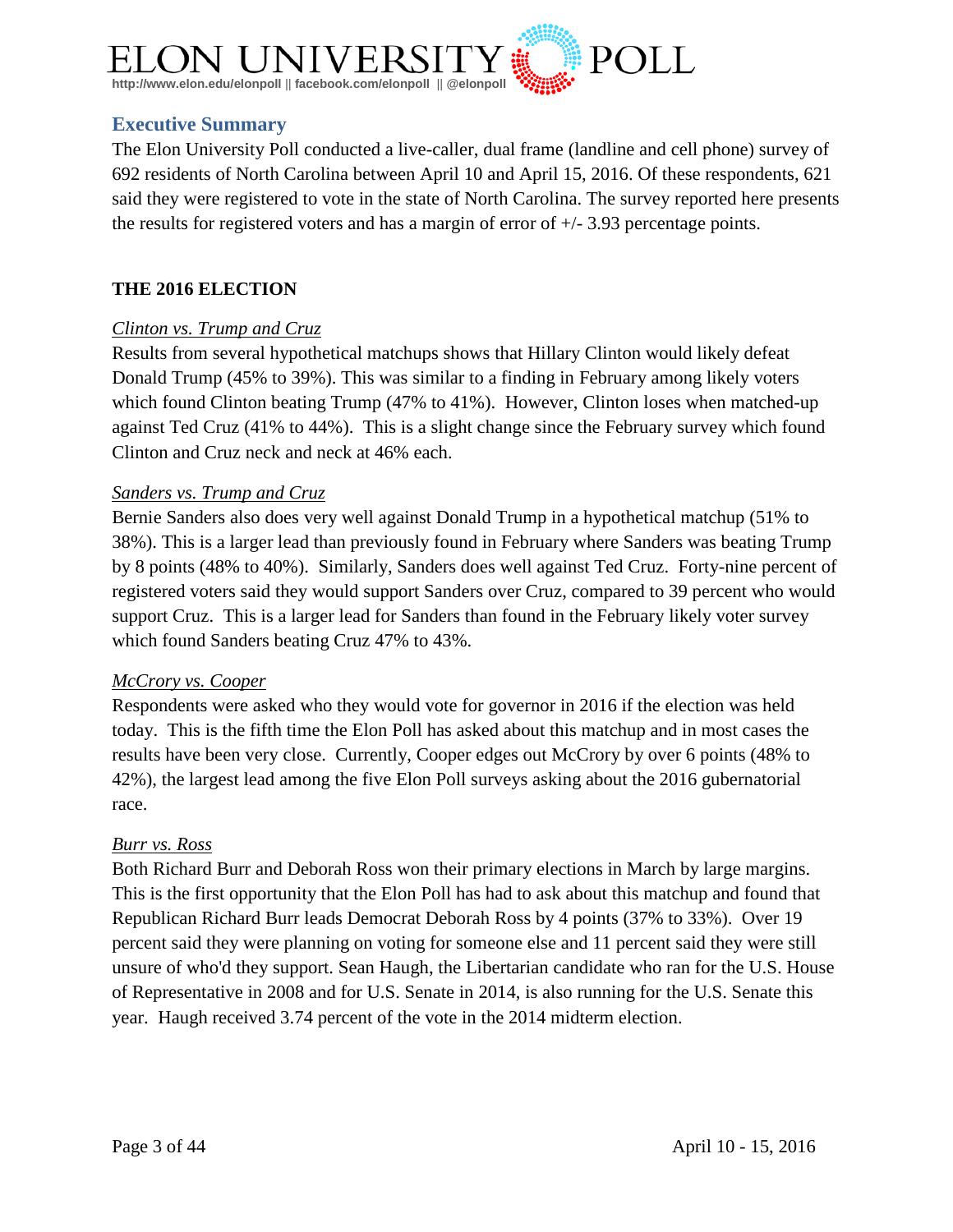## Executive Summary

The Elon University Poll conducted a live-caller, dual frame (landline and cell phone) survey of 692 residents of North Carolina between April 10 and April 15, 2016. Of these respondents, 621 said they were registered to vote in the state of North Carolina. The survey reported here presents the results for registered voters and has a margin of error of +/- 3.93 percentage points.

### THE 2016 ELECTION

*Clinton vs. Trump and Cruz*

Results from several hypothetical matchups shows that Hillary Clinton would likely defeat Donald Trump (45% to 39%). This was similar to a finding in February among likely voters which found Clinton beating Trump (47% to 41%). However, Clinton loses when matched-up against Ted Cruz (41% to 44%). This is a slight change since the February survey which found Clinton and Cruz neck and neck at 46% each.

*Sanders vs. Trump and Cruz*

Bernie Sanders also does very well against Donald Trump in a hypothetical matchup (51% to 38%). This is a larger lead than previously found in February where Sanders was beating Trump by 8 points (48% to 40%). Similarly, Sanders does well against Ted Cruz. Forty-nine percent of registered voters said they would support Sanders over Cruz, compared to 39 percent who would support Cruz. This is a larger lead for Sanders than found in the February likely voter survey which found Sanders beating Cruz 47% to 43%.

*McCrory vs. Cooper*

Respondents were asked who they would vote for governor in 2016 if the election was held today. This is the fifth time the Elon Poll has asked about this matchup and in most cases the results have been very close. Currently, Cooper edges out McCrory by over 6 points (48% to 42%), the largest lead among the five Elon Poll surveys asking about the 2016 gubernatorial race.

*Burr vs. Ross*

Both Richard Burr and Deborah Ross won their primary elections in March by large margins. This is the first opportunity that the Elon Poll has had to ask about this matchup and found that Republican Richard Burr leads Democrat Deborah Ross by 4 points (37% to 33%). Over 19 percent said they were planning on voting for someone else and 11 percent said they were still unsure of who'd they support. Sean Haugh, the Libertarian candidate who ran for the U.S. House of Representative in 2008 and for U.S. Senate in 2014, is also running for the U.S. Senate this year. Haugh received 3.74 percent of the vote in the 2014 midterm election.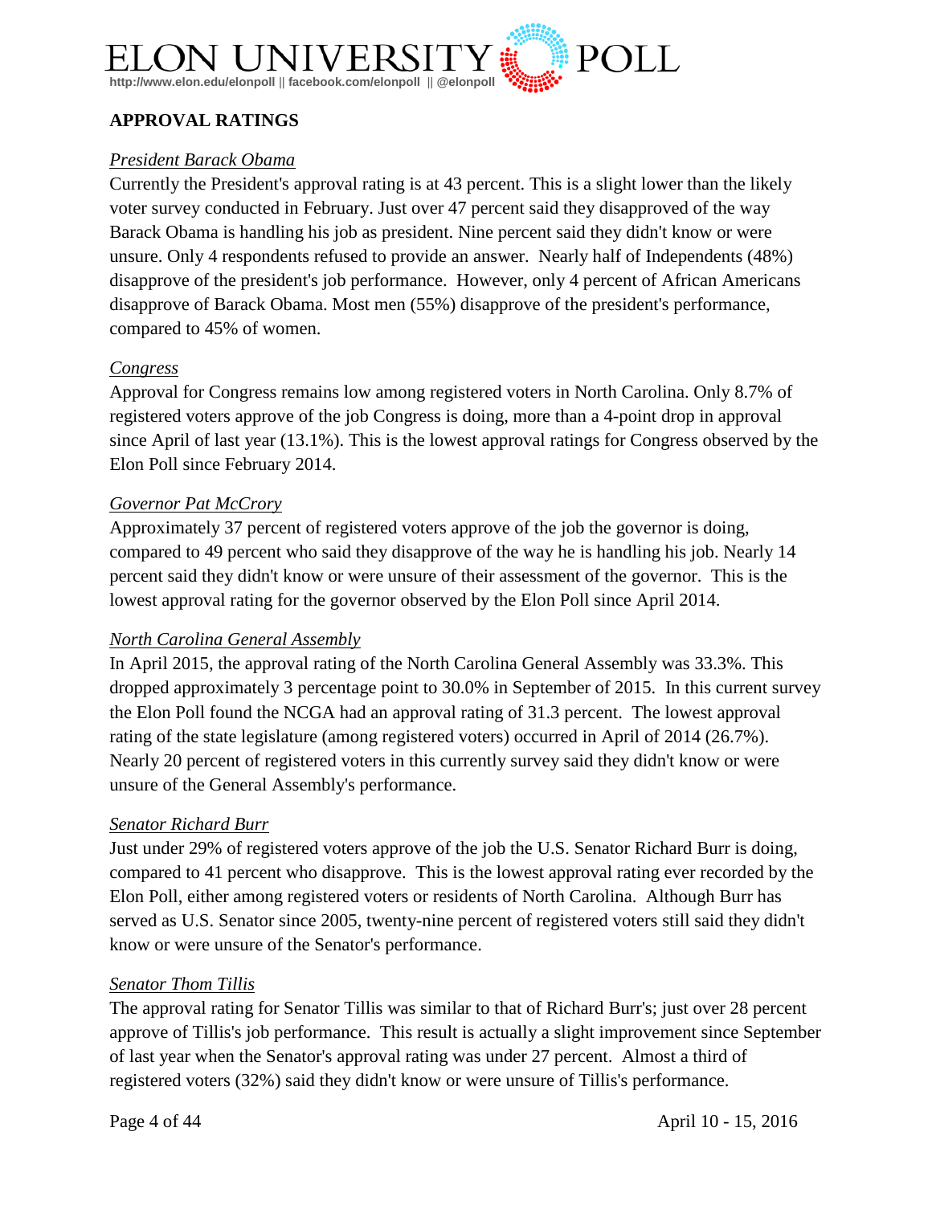## APPROVAL RATINGS

*President Barack Obama*

Currently the President's approval rating is at 43 percent. This is a slight lower than the likely voter survey conducted in February. Just over 47 percent said they disapproved of the way Barack Obama is handling his job as president. Nine percent said they didn't know or were unsure. Only 4 respondents refused to provide an answer. Nearly half of Independents (48%) disapprove of the president's job performance. However, only 4 percent of African Americans disapprove of Barack Obama. Most men (55%) disapprove of the president's performance, compared to 45% of women.

*Congress*

Approval for Congress remains low among registered voters in North Carolina. Only 8.7% of registered voters approve of the job Congress is doing, more than a 4-point drop in approval since April of last year (13.1%). This is the lowest approval ratings for Congress observed by the Elon Poll since February 2014.

*Governor Pat McCrory*

Approximately 37 percent of registered voters approve of the job the governor is doing, compared to 49 percent who said they disapprove of the way he is handling his job. Nearly 14 percent said they didn't know or were unsure of their assessment of the governor. This is the lowest approval rating for the governor observed by the Elon Poll since April 2014.

*North Carolina General Assembly*

In April 2015, the approval rating of the North Carolina General Assembly was 33.3%. This dropped approximately 3 percentage point to 30.0% in September of 2015. In this current survey the Elon Poll found the NCGA had an approval rating of 31.3 percent. The lowest approval rating of the state legislature (among registered voters) occurred in April of 2014 (26.7%). Nearly 20 percent of registered voters in this currently survey said they didn't know or were unsure of the General Assembly's performance.

*Senator Richard Burr*

Just under 29% of registered voters approve of the job the U.S. Senator Richard Burr is doing, compared to 41 percent who disapprove. This is the lowest approval rating ever recorded by the Elon Poll, either among registered voters or residents of North Carolina. Although Burr has served as U.S. Senator since 2005, twenty-nine percent of registered voters still said they didn't know or were unsure of the Senator's performance.

*Senator Thom Tillis*

The approval rating for Senator Tillis was similar to that of Richard Burr's; just over 28 percent approve of Tillis's job performance. This result is actually a slight improvement since September of last year when the Senator's approval rating was under 27 percent. Almost a third of registered voters (32%) said they didn't know or were unsure of Tillis's performance.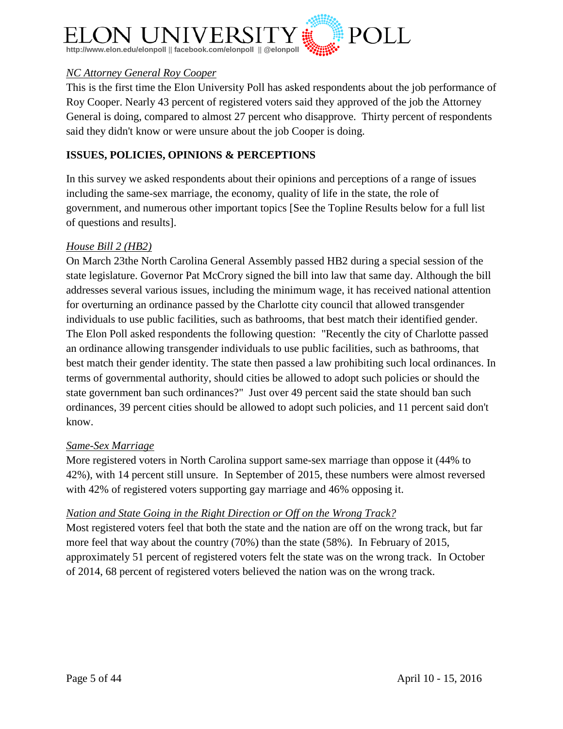*NC Attorney General Roy Cooper*

This is the first time the Elon University Poll has asked respondents about the job performance of Roy Cooper. Nearly 43 percent of registered voters said they approved of the job the Attorney General is doing, compared to almost 27 percent who disapprove. Thirty percent of respondents said they didn't know or were unsure about the job Cooper is doing.

## ISSUES, POLICIES, OPINIONS & PERCEPTIONS

In this survey we asked respondents about their opinions and perceptions of a range of issues including the same-sex marriage, the economy, quality of life in the state, the role of government, and numerous other important topics [See the Topline Results below for a full list of questions and results].

*House Bill 2 (HB2)*

On March 23the North Carolina General Assembly passed HB2 during a special session of the state legislature. Governor Pat McCrory signed the bill into law that same day. Although the bill addresses several various issues, including the minimum wage, it has received national attention for overturning an ordinance passed by the Charlotte city council that allowed transgender individuals to use public facilities, such as bathrooms, that best match their identified gender. The Elon Poll asked respondents the following question: "Recently the city of Charlotte passed an ordinance allowing transgender individuals to use public facilities, such as bathrooms, that best match their gender identity. The state then passed a law prohibiting such local ordinances. In terms of governmental authority, should cities be allowed to adopt such policies or should the state government ban such ordinances?" Just over 49 percent said the state should ban such ordinances, 39 percent cities should be allowed to adopt such policies, and 11 percent said don't know.

*Same-Sex Marriage*

More registered voters in North Carolina support same-sex marriage than oppose it (44% to 42%), with 14 percent still unsure. In September of 2015, these numbers were almost reversed with 42% of registered voters supporting gay marriage and 46% opposing it.

*Nation and State Going in the Right Direction or Off on the Wrong Track?*

Most registered voters feel that both the state and the nation are off on the wrong track, but far more feel that way about the country (70%) than the state (58%). In February of 2015, approximately 51 percent of registered voters felt the state was on the wrong track. In October of 2014, 68 percent of registered voters believed the nation was on the wrong track.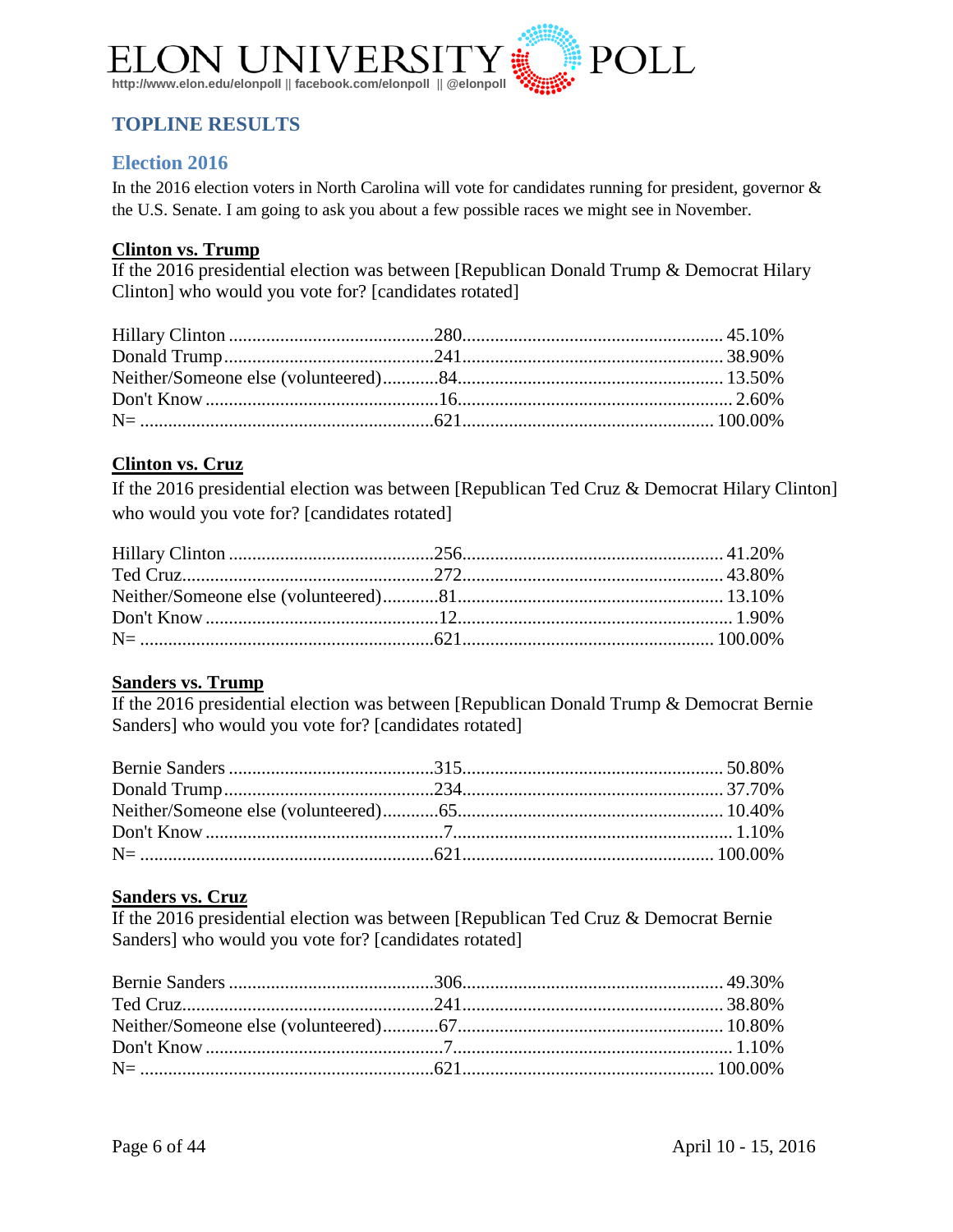## TOPLINE RESULTS

### Election 2016

In the 2016 election voters in North Carolina will vote for candidates running for president, governor & the U.S. Senate. I am going to ask you about a few possible races we might see in November.

**Clinton vs. Trump**

If the 2016 presidential election was between [Republican Donald Trump & Democrat Hilary Clinton] who would you vote for? [candidates rotated]

| | | |
|---|---|---|
| Hillary Clinton | 280 | 45.10% |
| Donald Trump | 241 | 38.90% |
| Neither/Someone else (volunteered) | 84 | 13.50% |
| Don't Know | 16 | 2.60% |
| N= | 621 | 100.00% |

**Clinton vs. Cruz**

If the 2016 presidential election was between [Republican Ted Cruz & Democrat Hilary Clinton] who would you vote for? [candidates rotated]

| | | |
|---|---|---|
| Hillary Clinton | 256 | 41.20% |
| Ted Cruz | 272 | 43.80% |
| Neither/Someone else (volunteered) | 81 | 13.10% |
| Don't Know | 12 | 1.90% |
| N= | 621 | 100.00% |

**Sanders vs. Trump**

If the 2016 presidential election was between [Republican Donald Trump & Democrat Bernie Sanders] who would you vote for? [candidates rotated]

| | | |
|---|---|---|
| Bernie Sanders | 315 | 50.80% |
| Donald Trump | 234 | 37.70% |
| Neither/Someone else (volunteered) | 65 | 10.40% |
| Don't Know | 7 | 1.10% |
| N= | 621 | 100.00% |

**Sanders vs. Cruz**

If the 2016 presidential election was between [Republican Ted Cruz & Democrat Bernie Sanders] who would you vote for? [candidates rotated]

| | | |
|---|---|---|
| Bernie Sanders | 306 | 49.30% |
| Ted Cruz | 241 | 38.80% |
| Neither/Someone else (volunteered) | 67 | 10.80% |
| Don't Know | 7 | 1.10% |
| N= | 621 | 100.00% |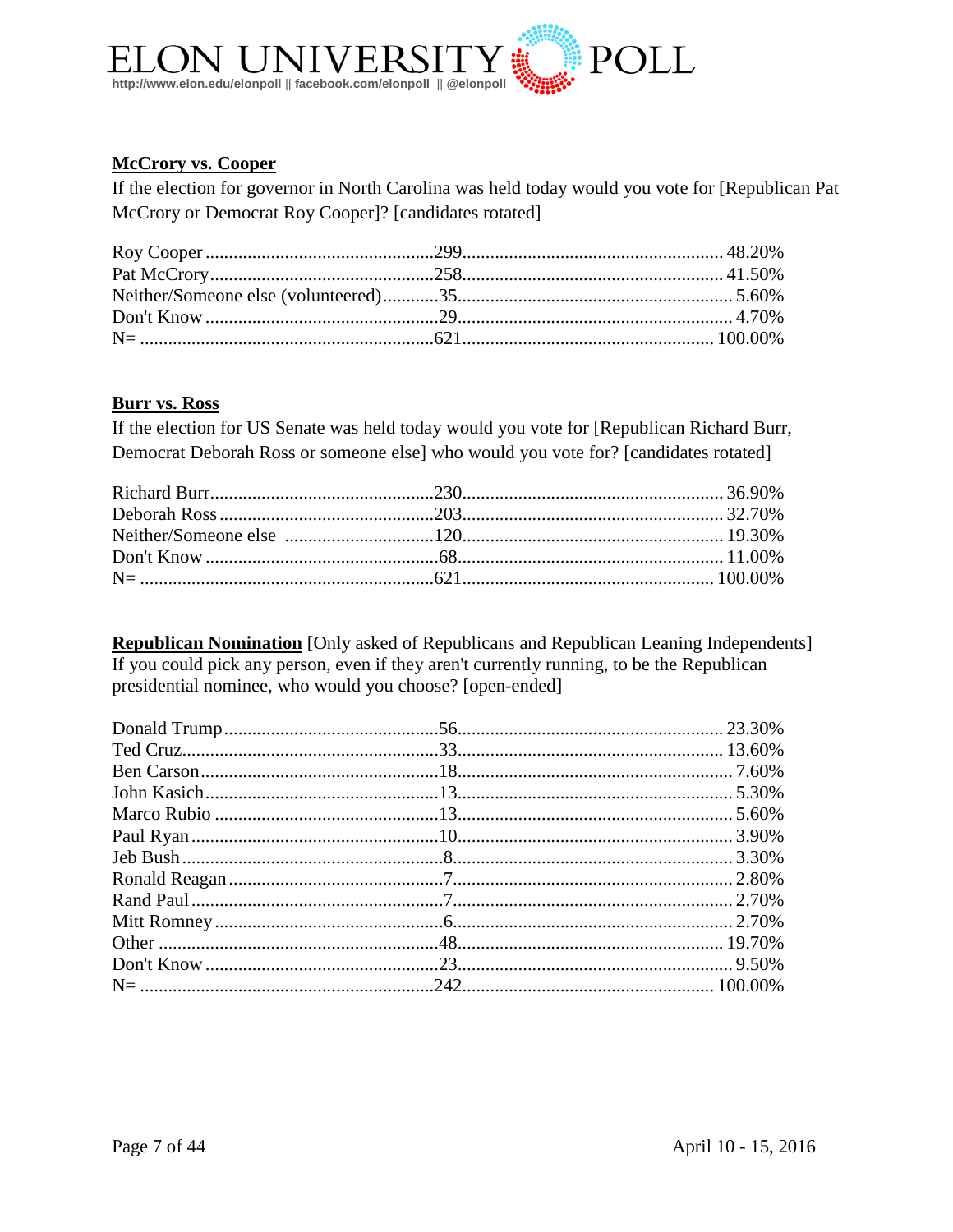**McCrory vs. Cooper**

If the election for governor in North Carolina was held today would you vote for [Republican Pat McCrory or Democrat Roy Cooper]? [candidates rotated]

| | | |
|---|---|---|
| Roy Cooper | 299 | 48.20% |
| Pat McCrory | 258 | 41.50% |
| Neither/Someone else (volunteered) | 35 | 5.60% |
| Don't Know | 29 | 4.70% |
| N= | 621 | 100.00% |

**Burr vs. Ross**

If the election for US Senate was held today would you vote for [Republican Richard Burr, Democrat Deborah Ross or someone else] who would you vote for? [candidates rotated]

| | | |
|---|---|---|
| Richard Burr | 230 | 36.90% |
| Deborah Ross | 203 | 32.70% |
| Neither/Someone else | 120 | 19.30% |
| Don't Know | 68 | 11.00% |
| N= | 621 | 100.00% |

**Republican Nomination** [Only asked of Republicans and Republican Leaning Independents]
If you could pick any person, even if they aren't currently running, to be the Republican presidential nominee, who would you choose? [open-ended]

| | | |
|---|---|---|
| Donald Trump | 56 | 23.30% |
| Ted Cruz | 33 | 13.60% |
| Ben Carson | 18 | 7.60% |
| John Kasich | 13 | 5.30% |
| Marco Rubio | 13 | 5.60% |
| Paul Ryan | 10 | 3.90% |
| Jeb Bush | 8 | 3.30% |
| Ronald Reagan | 7 | 2.80% |
| Rand Paul | 7 | 2.70% |
| Mitt Romney | 6 | 2.70% |
| Other | 48 | 19.70% |
| Don't Know | 23 | 9.50% |
| N= | 242 | 100.00% |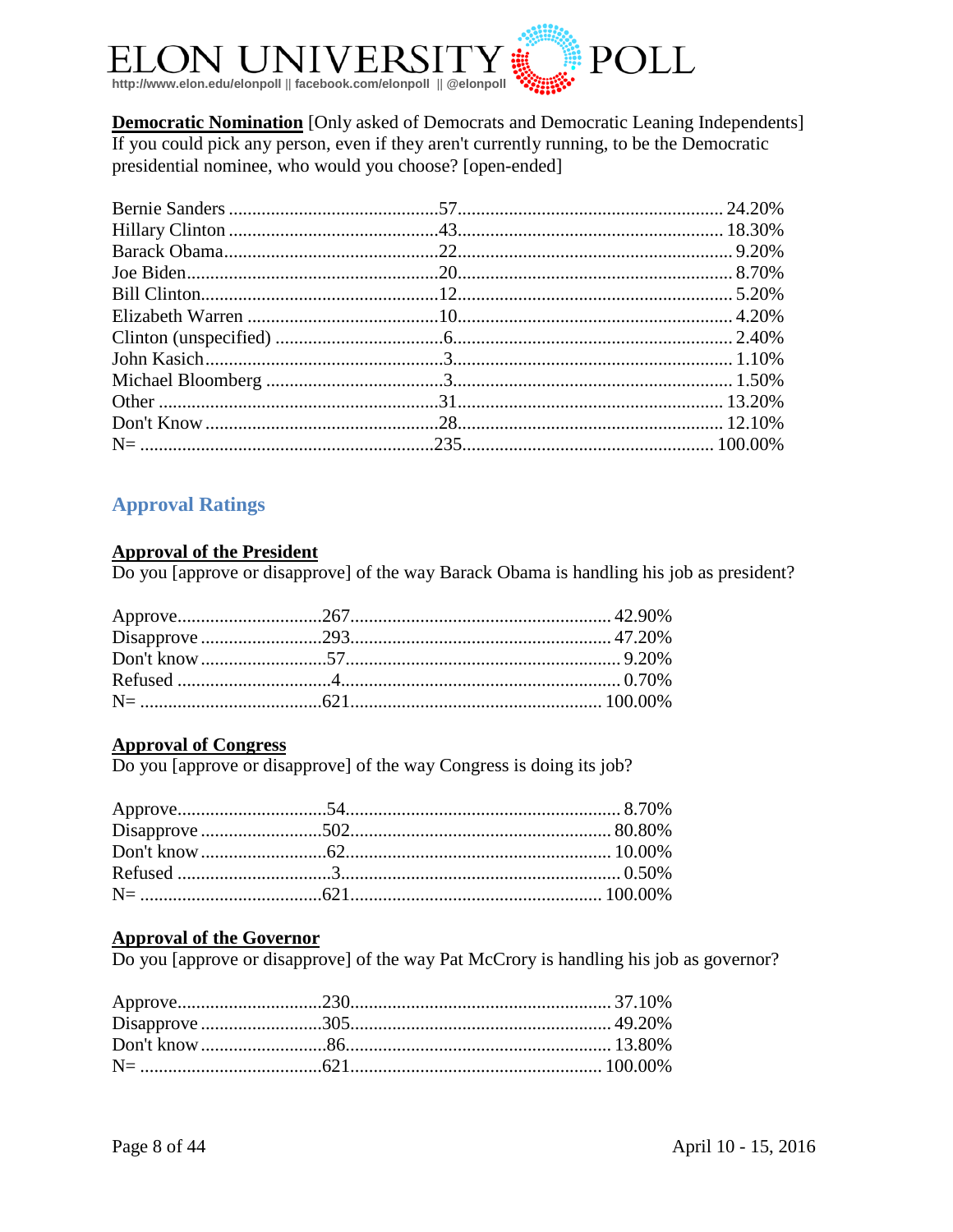**Democratic Nomination** [Only asked of Democrats and Democratic Leaning Independents]
If you could pick any person, even if they aren't currently running, to be the Democratic presidential nominee, who would you choose? [open-ended]

| | | |
|---|---|---|
| Bernie Sanders | 57 | 24.20% |
| Hillary Clinton | 43 | 18.30% |
| Barack Obama | 22 | 9.20% |
| Joe Biden | 20 | 8.70% |
| Bill Clinton | 12 | 5.20% |
| Elizabeth Warren | 10 | 4.20% |
| Clinton (unspecified) | 6 | 2.40% |
| John Kasich | 3 | 1.10% |
| Michael Bloomberg | 3 | 1.50% |
| Other | 31 | 13.20% |
| Don't Know | 28 | 12.10% |
| N= | 235 | 100.00% |

## Approval Ratings

**Approval of the President**
Do you [approve or disapprove] of the way Barack Obama is handling his job as president?

| | | |
|---|---|---|
| Approve | 267 | 42.90% |
| Disapprove | 293 | 47.20% |
| Don't know | 57 | 9.20% |
| Refused | 4 | 0.70% |
| N= | 621 | 100.00% |

**Approval of Congress**
Do you [approve or disapprove] of the way Congress is doing its job?

| | | |
|---|---|---|
| Approve | 54 | 8.70% |
| Disapprove | 502 | 80.80% |
| Don't know | 62 | 10.00% |
| Refused | 3 | 0.50% |
| N= | 621 | 100.00% |

**Approval of the Governor**
Do you [approve or disapprove] of the way Pat McCrory is handling his job as governor?

| | | |
|---|---|---|
| Approve | 230 | 37.10% |
| Disapprove | 305 | 49.20% |
| Don't know | 86 | 13.80% |
| N= | 621 | 100.00% |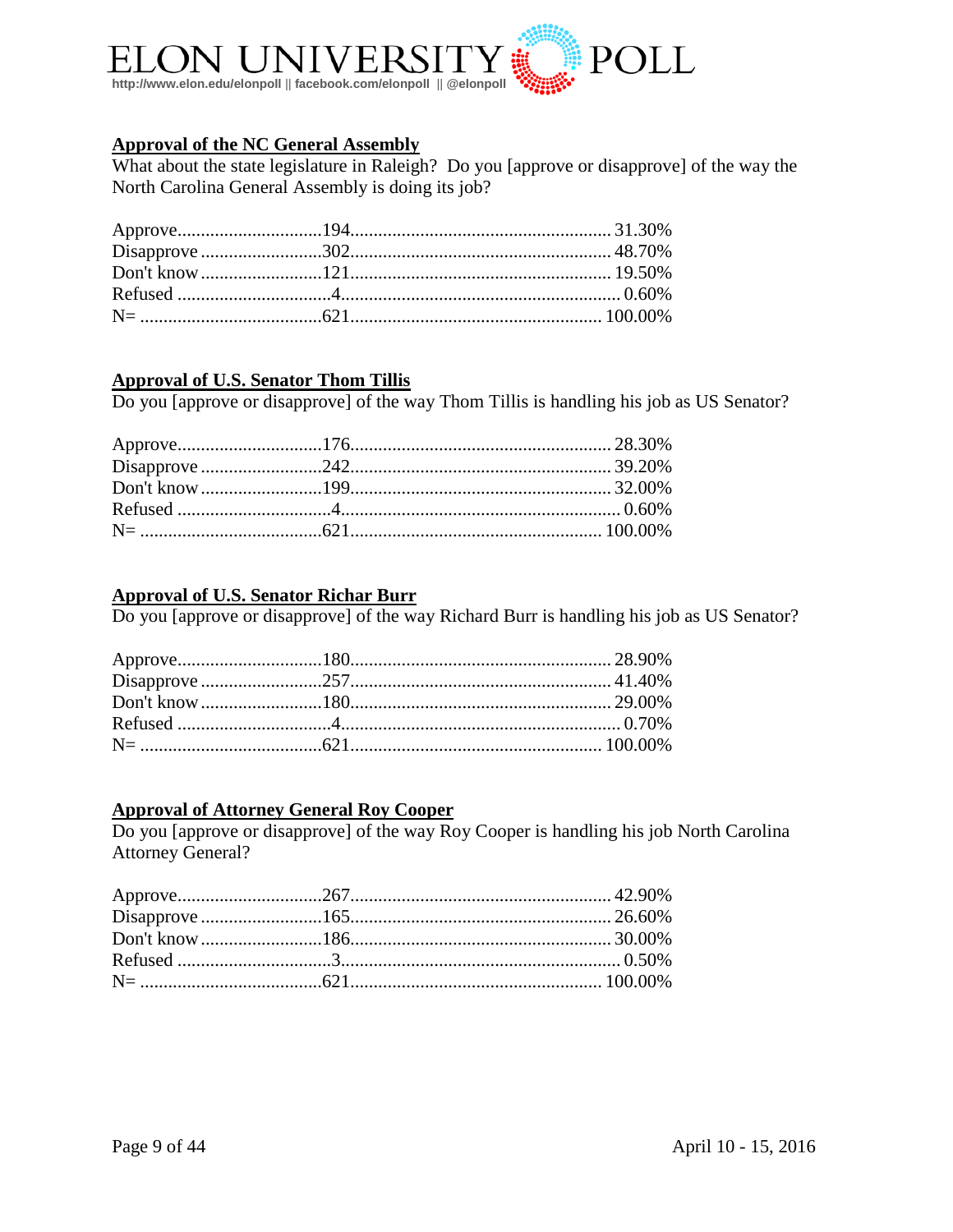**Approval of the NC General Assembly**

What about the state legislature in Raleigh? Do you [approve or disapprove] of the way the North Carolina General Assembly is doing its job?

| Response | Count | Percent |
|---|---|---|
| Approve | 194 | 31.30% |
| Disapprove | 302 | 48.70% |
| Don't know | 121 | 19.50% |
| Refused | 4 | 0.60% |
| N= | 621 | 100.00% |

**Approval of U.S. Senator Thom Tillis**

Do you [approve or disapprove] of the way Thom Tillis is handling his job as US Senator?

| Response | Count | Percent |
|---|---|---|
| Approve | 176 | 28.30% |
| Disapprove | 242 | 39.20% |
| Don't know | 199 | 32.00% |
| Refused | 4 | 0.60% |
| N= | 621 | 100.00% |

**Approval of U.S. Senator Richar Burr**

Do you [approve or disapprove] of the way Richard Burr is handling his job as US Senator?

| Response | Count | Percent |
|---|---|---|
| Approve | 180 | 28.90% |
| Disapprove | 257 | 41.40% |
| Don't know | 180 | 29.00% |
| Refused | 4 | 0.70% |
| N= | 621 | 100.00% |

**Approval of Attorney General Roy Cooper**

Do you [approve or disapprove] of the way Roy Cooper is handling his job North Carolina Attorney General?

| Response | Count | Percent |
|---|---|---|
| Approve | 267 | 42.90% |
| Disapprove | 165 | 26.60% |
| Don't know | 186 | 30.00% |
| Refused | 3 | 0.50% |
| N= | 621 | 100.00% |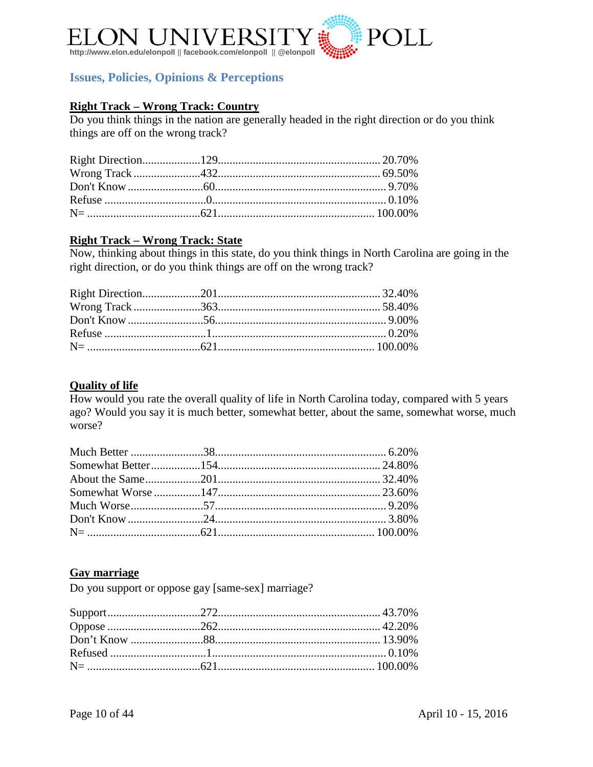## Issues, Policies, Opinions & Perceptions

### Right Track – Wrong Track: Country

Do you think things in the nation are generally headed in the right direction or do you think things are off on the wrong track?

| Response | N | % |
|---|---|---|
| Right Direction | 129 | 20.70% |
| Wrong Track | 432 | 69.50% |
| Don't Know | 60 | 9.70% |
| Refuse | 0 | 0.10% |
| N= | 621 | 100.00% |

### Right Track – Wrong Track: State

Now, thinking about things in this state, do you think things in North Carolina are going in the right direction, or do you think things are off on the wrong track?

| Response | N | % |
|---|---|---|
| Right Direction | 201 | 32.40% |
| Wrong Track | 363 | 58.40% |
| Don't Know | 56 | 9.00% |
| Refuse | 1 | 0.20% |
| N= | 621 | 100.00% |

### Quality of life

How would you rate the overall quality of life in North Carolina today, compared with 5 years ago? Would you say it is much better, somewhat better, about the same, somewhat worse, much worse?

| Response | N | % |
|---|---|---|
| Much Better | 38 | 6.20% |
| Somewhat Better | 154 | 24.80% |
| About the Same | 201 | 32.40% |
| Somewhat Worse | 147 | 23.60% |
| Much Worse | 57 | 9.20% |
| Don't Know | 24 | 3.80% |
| N= | 621 | 100.00% |

### Gay marriage

Do you support or oppose gay [same-sex] marriage?

| Response | N | % |
|---|---|---|
| Support | 272 | 43.70% |
| Oppose | 262 | 42.20% |
| Don't Know | 88 | 13.90% |
| Refused | 1 | 0.10% |
| N= | 621 | 100.00% |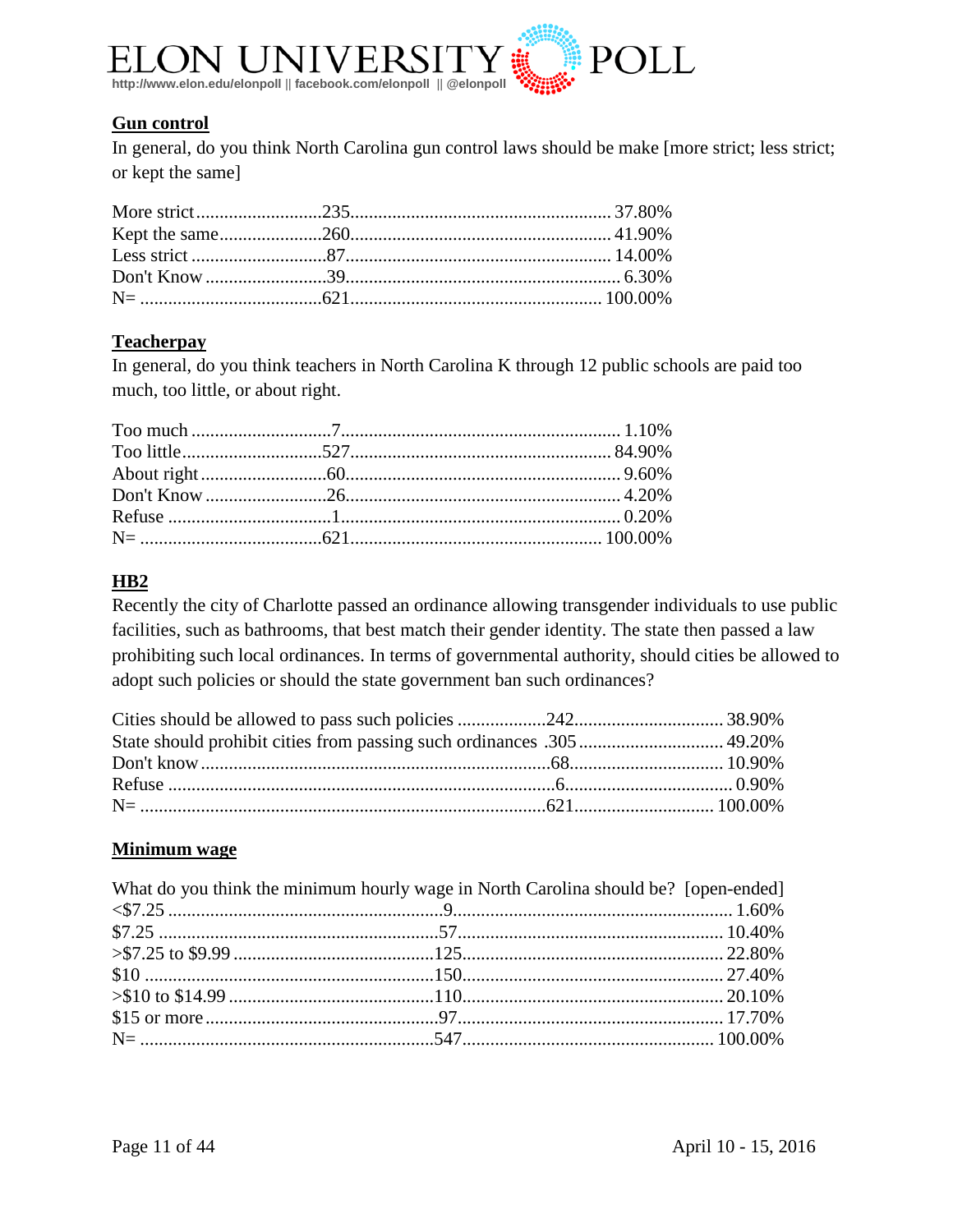### Gun control

In general, do you think North Carolina gun control laws should be make [more strict; less strict; or kept the same]

| | | |
|---|---|---|
| More strict | 235 | 37.80% |
| Kept the same | 260 | 41.90% |
| Less strict | 87 | 14.00% |
| Don't Know | 39 | 6.30% |
| N= | 621 | 100.00% |

### Teacherpay

In general, do you think teachers in North Carolina K through 12 public schools are paid too much, too little, or about right.

| | | |
|---|---|---|
| Too much | 7 | 1.10% |
| Too little | 527 | 84.90% |
| About right | 60 | 9.60% |
| Don't Know | 26 | 4.20% |
| Refuse | 1 | 0.20% |
| N= | 621 | 100.00% |

### HB2

Recently the city of Charlotte passed an ordinance allowing transgender individuals to use public facilities, such as bathrooms, that best match their gender identity. The state then passed a law prohibiting such local ordinances. In terms of governmental authority, should cities be allowed to adopt such policies or should the state government ban such ordinances?

| | | |
|---|---|---|
| Cities should be allowed to pass such policies | 242 | 38.90% |
| State should prohibit cities from passing such ordinances | 305 | 49.20% |
| Don't know | 68 | 10.90% |
| Refuse | 6 | 0.90% |
| N= | 621 | 100.00% |

### Minimum wage

What do you think the minimum hourly wage in North Carolina should be? [open-ended]

| | | |
|---|---|---|
| <$7.25 | 9 | 1.60% |
| $7.25 | 57 | 10.40% |
| >$7.25 to $9.99 | 125 | 22.80% |
| $10 | 150 | 27.40% |
| >$10 to $14.99 | 110 | 20.10% |
| $15 or more | 97 | 17.70% |
| N= | 547 | 100.00% |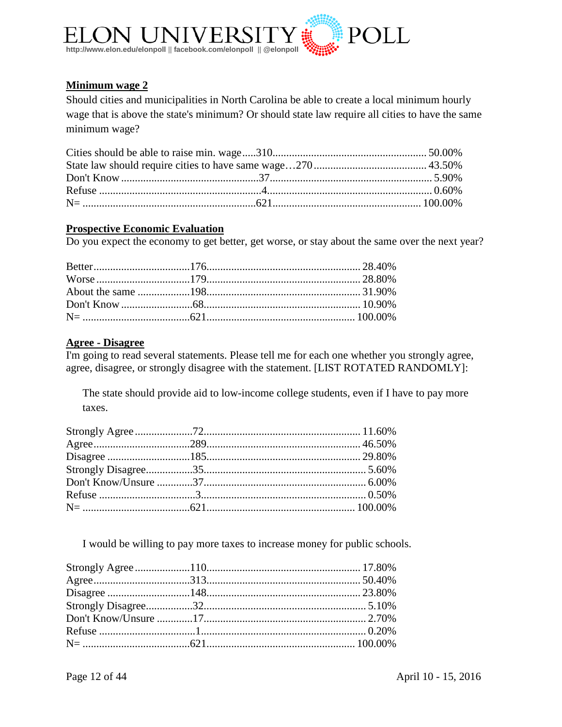## Minimum wage 2

Should cities and municipalities in North Carolina be able to create a local minimum hourly wage that is above the state's minimum? Or should state law require all cities to have the same minimum wage?

| Response | N | Percent |
|---|---|---|
| Cities should be able to raise min. wage | 310 | 50.00% |
| State law should require cities to have same wage | 270 | 43.50% |
| Don't Know | 37 | 5.90% |
| Refuse | 4 | 0.60% |
| N= | 621 | 100.00% |

## Prospective Economic Evaluation

Do you expect the economy to get better, get worse, or stay about the same over the next year?

| Response | N | Percent |
|---|---|---|
| Better | 176 | 28.40% |
| Worse | 179 | 28.80% |
| About the same | 198 | 31.90% |
| Don't Know | 68 | 10.90% |
| N= | 621 | 100.00% |

## Agree - Disagree

I'm going to read several statements. Please tell me for each one whether you strongly agree, agree, disagree, or strongly disagree with the statement. [LIST ROTATED RANDOMLY]:

The state should provide aid to low-income college students, even if I have to pay more taxes.

| Response | N | Percent |
|---|---|---|
| Strongly Agree | 72 | 11.60% |
| Agree | 289 | 46.50% |
| Disagree | 185 | 29.80% |
| Strongly Disagree | 35 | 5.60% |
| Don't Know/Unsure | 37 | 6.00% |
| Refuse | 3 | 0.50% |
| N= | 621 | 100.00% |

I would be willing to pay more taxes to increase money for public schools.

| Response | N | Percent |
|---|---|---|
| Strongly Agree | 110 | 17.80% |
| Agree | 313 | 50.40% |
| Disagree | 148 | 23.80% |
| Strongly Disagree | 32 | 5.10% |
| Don't Know/Unsure | 17 | 2.70% |
| Refuse | 1 | 0.20% |
| N= | 621 | 100.00% |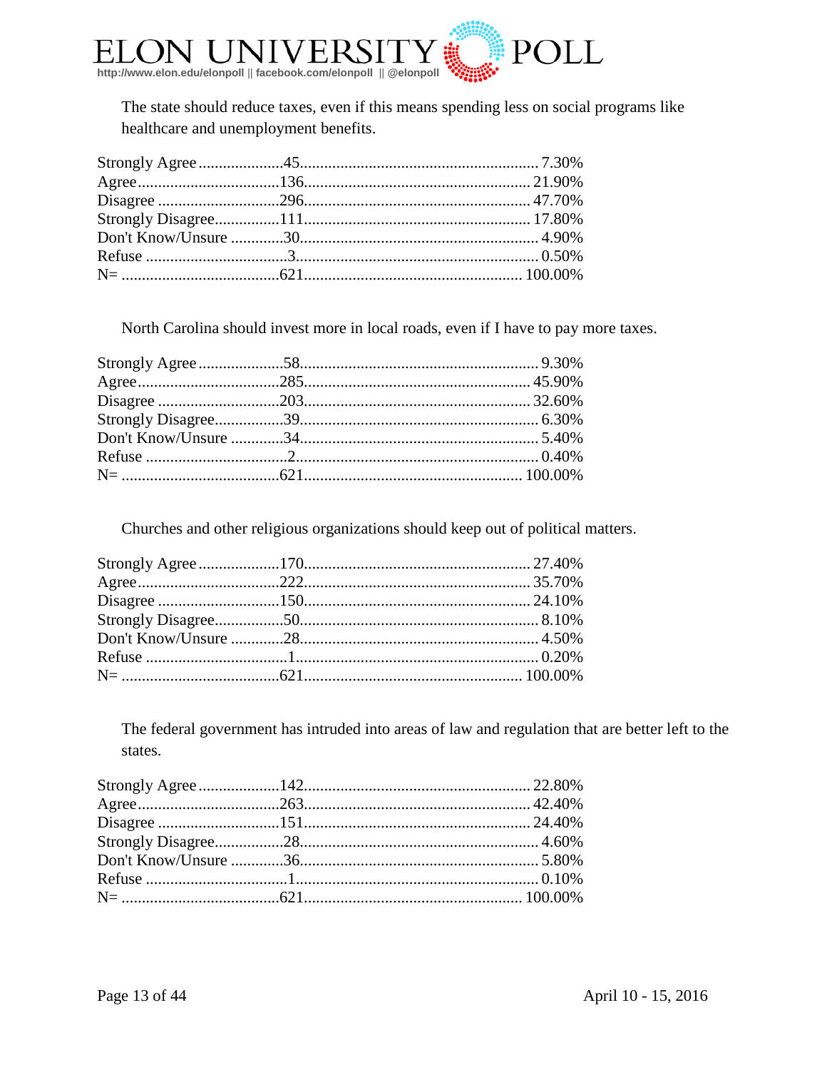The state should reduce taxes, even if this means spending less on social programs like healthcare and unemployment benefits.

| Response | Count | Percent |
|---|---|---|
| Strongly Agree | 45 | 7.30% |
| Agree | 136 | 21.90% |
| Disagree | 296 | 47.70% |
| Strongly Disagree | 111 | 17.80% |
| Don't Know/Unsure | 30 | 4.90% |
| Refuse | 3 | 0.50% |
| N= | 621 | 100.00% |

North Carolina should invest more in local roads, even if I have to pay more taxes.

| Response | Count | Percent |
|---|---|---|
| Strongly Agree | 58 | 9.30% |
| Agree | 285 | 45.90% |
| Disagree | 203 | 32.60% |
| Strongly Disagree | 39 | 6.30% |
| Don't Know/Unsure | 34 | 5.40% |
| Refuse | 2 | 0.40% |
| N= | 621 | 100.00% |

Churches and other religious organizations should keep out of political matters.

| Response | Count | Percent |
|---|---|---|
| Strongly Agree | 170 | 27.40% |
| Agree | 222 | 35.70% |
| Disagree | 150 | 24.10% |
| Strongly Disagree | 50 | 8.10% |
| Don't Know/Unsure | 28 | 4.50% |
| Refuse | 1 | 0.20% |
| N= | 621 | 100.00% |

The federal government has intruded into areas of law and regulation that are better left to the states.

| Response | Count | Percent |
|---|---|---|
| Strongly Agree | 142 | 22.80% |
| Agree | 263 | 42.40% |
| Disagree | 151 | 24.40% |
| Strongly Disagree | 28 | 4.60% |
| Don't Know/Unsure | 36 | 5.80% |
| Refuse | 1 | 0.10% |
| N= | 621 | 100.00% |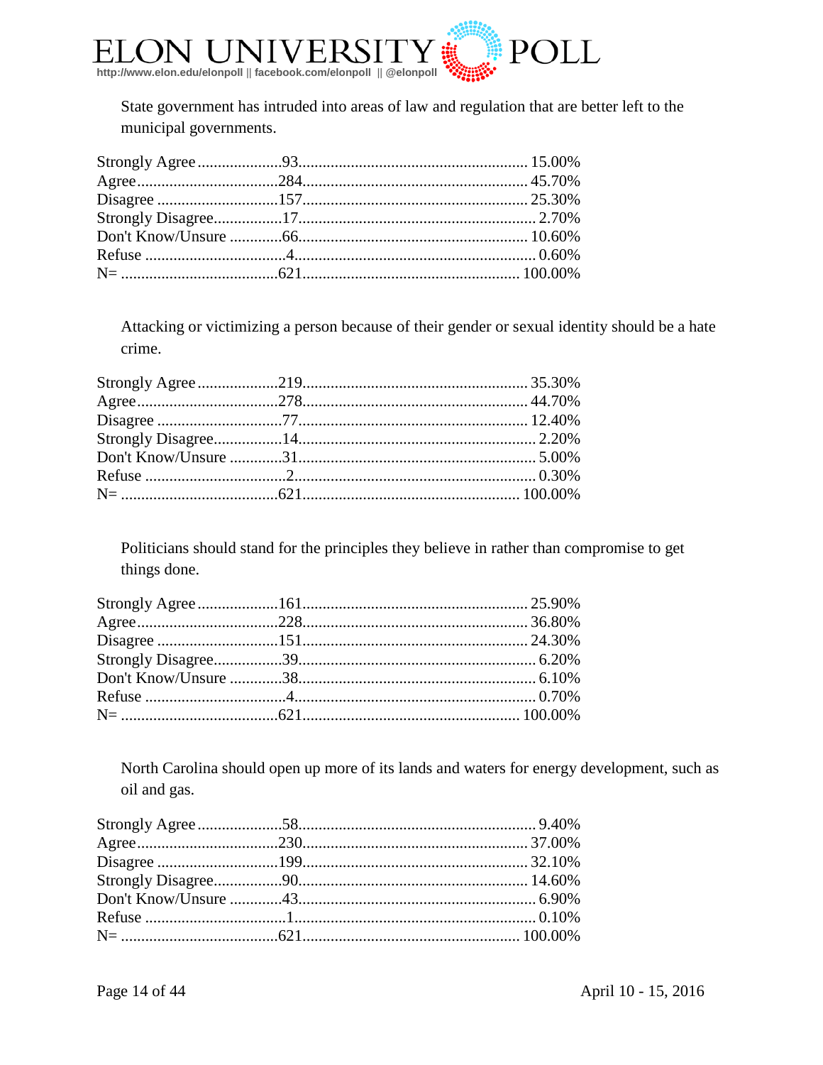State government has intruded into areas of law and regulation that are better left to the municipal governments.

| Response | N | % |
|---|---|---|
| Strongly Agree | 93 | 15.00% |
| Agree | 284 | 45.70% |
| Disagree | 157 | 25.30% |
| Strongly Disagree | 17 | 2.70% |
| Don't Know/Unsure | 66 | 10.60% |
| Refuse | 4 | 0.60% |
| N= | 621 | 100.00% |

Attacking or victimizing a person because of their gender or sexual identity should be a hate crime.

| Response | N | % |
|---|---|---|
| Strongly Agree | 219 | 35.30% |
| Agree | 278 | 44.70% |
| Disagree | 77 | 12.40% |
| Strongly Disagree | 14 | 2.20% |
| Don't Know/Unsure | 31 | 5.00% |
| Refuse | 2 | 0.30% |
| N= | 621 | 100.00% |

Politicians should stand for the principles they believe in rather than compromise to get things done.

| Response | N | % |
|---|---|---|
| Strongly Agree | 161 | 25.90% |
| Agree | 228 | 36.80% |
| Disagree | 151 | 24.30% |
| Strongly Disagree | 39 | 6.20% |
| Don't Know/Unsure | 38 | 6.10% |
| Refuse | 4 | 0.70% |
| N= | 621 | 100.00% |

North Carolina should open up more of its lands and waters for energy development, such as oil and gas.

| Response | N | % |
|---|---|---|
| Strongly Agree | 58 | 9.40% |
| Agree | 230 | 37.00% |
| Disagree | 199 | 32.10% |
| Strongly Disagree | 90 | 14.60% |
| Don't Know/Unsure | 43 | 6.90% |
| Refuse | 1 | 0.10% |
| N= | 621 | 100.00% |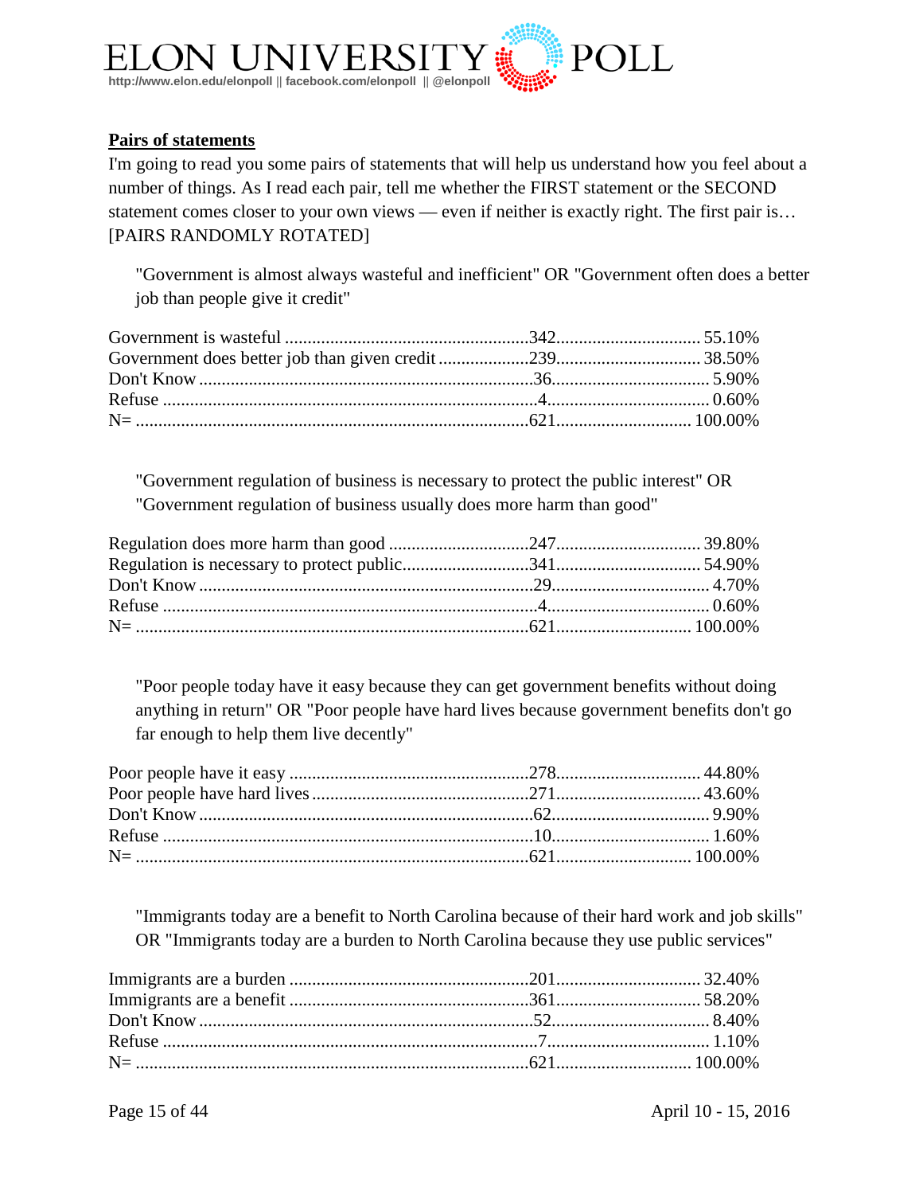**Pairs of statements**

I'm going to read you some pairs of statements that will help us understand how you feel about a number of things. As I read each pair, tell me whether the FIRST statement or the SECOND statement comes closer to your own views — even if neither is exactly right. The first pair is… [PAIRS RANDOMLY ROTATED]

"Government is almost always wasteful and inefficient" OR "Government often does a better job than people give it credit"

| | | |
|---|---|---|
| Government is wasteful | 342 | 55.10% |
| Government does better job than given credit | 239 | 38.50% |
| Don't Know | 36 | 5.90% |
| Refuse | 4 | 0.60% |
| N= | 621 | 100.00% |

"Government regulation of business is necessary to protect the public interest" OR "Government regulation of business usually does more harm than good"

| | | |
|---|---|---|
| Regulation does more harm than good | 247 | 39.80% |
| Regulation is necessary to protect public | 341 | 54.90% |
| Don't Know | 29 | 4.70% |
| Refuse | 4 | 0.60% |
| N= | 621 | 100.00% |

"Poor people today have it easy because they can get government benefits without doing anything in return" OR "Poor people have hard lives because government benefits don't go far enough to help them live decently"

| | | |
|---|---|---|
| Poor people have it easy | 278 | 44.80% |
| Poor people have hard lives | 271 | 43.60% |
| Don't Know | 62 | 9.90% |
| Refuse | 10 | 1.60% |
| N= | 621 | 100.00% |

"Immigrants today are a benefit to North Carolina because of their hard work and job skills" OR "Immigrants today are a burden to North Carolina because they use public services"

| | | |
|---|---|---|
| Immigrants are a burden | 201 | 32.40% |
| Immigrants are a benefit | 361 | 58.20% |
| Don't Know | 52 | 8.40% |
| Refuse | 7 | 1.10% |
| N= | 621 | 100.00% |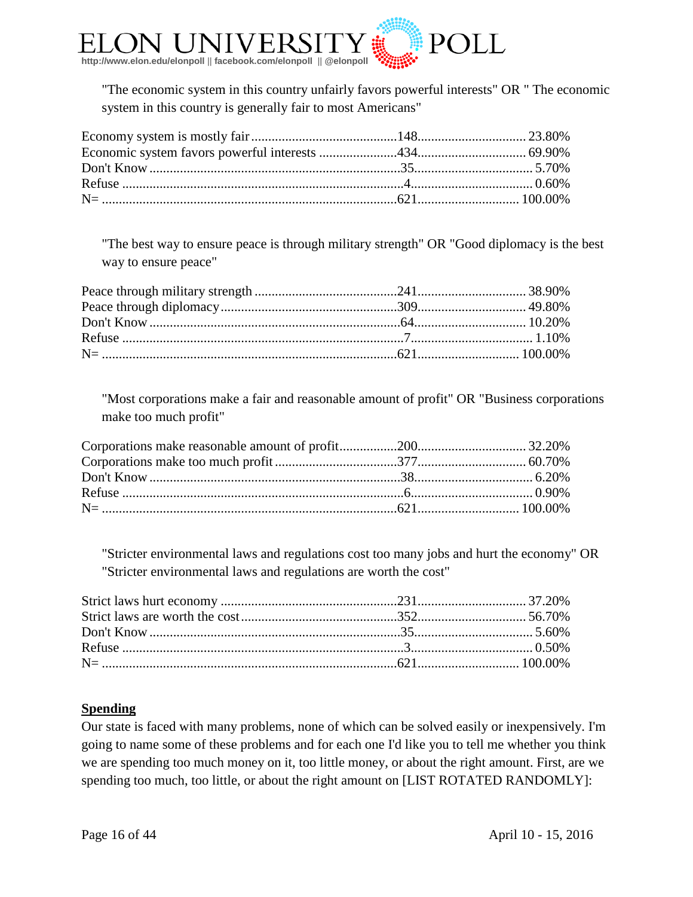"The economic system in this country unfairly favors powerful interests" OR " The economic system in this country is generally fair to most Americans"

| | | |
|---|---|---|
| Economy system is mostly fair | 148 | 23.80% |
| Economic system favors powerful interests | 434 | 69.90% |
| Don't Know | 35 | 5.70% |
| Refuse | 4 | 0.60% |
| N= | 621 | 100.00% |

"The best way to ensure peace is through military strength" OR "Good diplomacy is the best way to ensure peace"

| | | |
|---|---|---|
| Peace through military strength | 241 | 38.90% |
| Peace through diplomacy | 309 | 49.80% |
| Don't Know | 64 | 10.20% |
| Refuse | 7 | 1.10% |
| N= | 621 | 100.00% |

"Most corporations make a fair and reasonable amount of profit" OR "Business corporations make too much profit"

| | | |
|---|---|---|
| Corporations make reasonable amount of profit | 200 | 32.20% |
| Corporations make too much profit | 377 | 60.70% |
| Don't Know | 38 | 6.20% |
| Refuse | 6 | 0.90% |
| N= | 621 | 100.00% |

"Stricter environmental laws and regulations cost too many jobs and hurt the economy" OR "Stricter environmental laws and regulations are worth the cost"

| | | |
|---|---|---|
| Strict laws hurt economy | 231 | 37.20% |
| Strict laws are worth the cost | 352 | 56.70% |
| Don't Know | 35 | 5.60% |
| Refuse | 3 | 0.50% |
| N= | 621 | 100.00% |

## Spending

Our state is faced with many problems, none of which can be solved easily or inexpensively. I'm going to name some of these problems and for each one I'd like you to tell me whether you think we are spending too much money on it, too little money, or about the right amount. First, are we spending too much, too little, or about the right amount on [LIST ROTATED RANDOMLY]: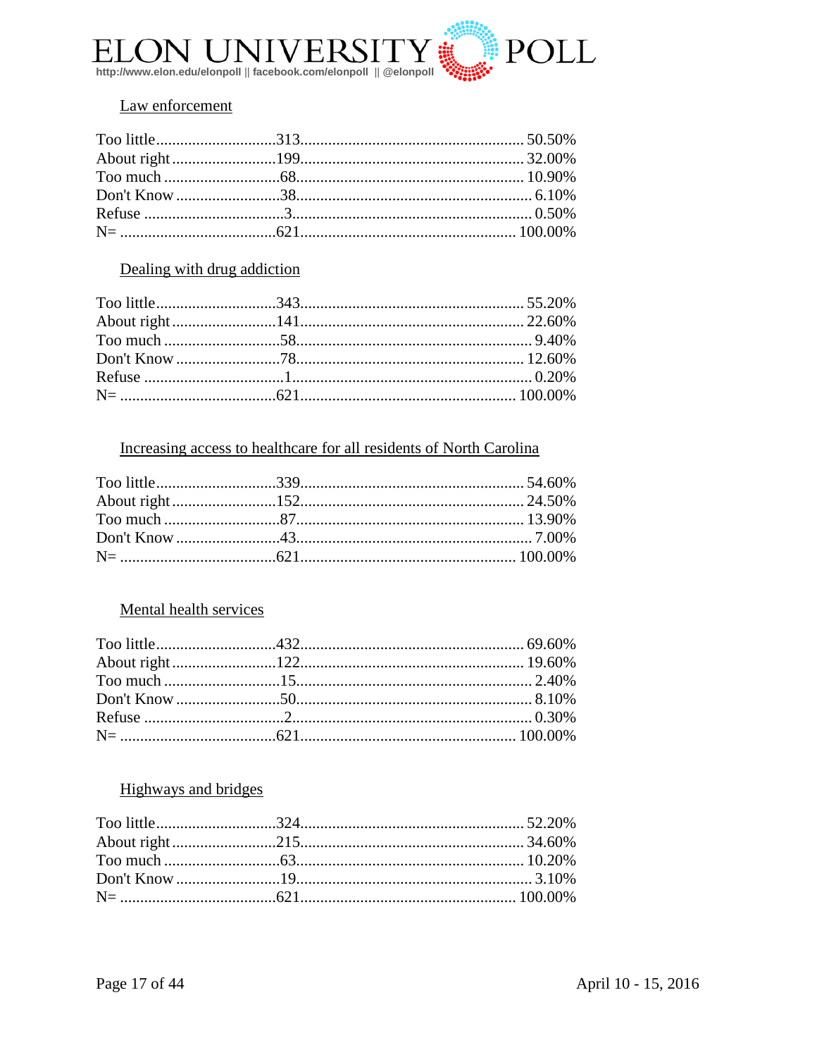Law enforcement

| | | |
|---|---|---|
| Too little | 313 | 50.50% |
| About right | 199 | 32.00% |
| Too much | 68 | 10.90% |
| Don't Know | 38 | 6.10% |
| Refuse | 3 | 0.50% |
| N= | 621 | 100.00% |

Dealing with drug addiction

| | | |
|---|---|---|
| Too little | 343 | 55.20% |
| About right | 141 | 22.60% |
| Too much | 58 | 9.40% |
| Don't Know | 78 | 12.60% |
| Refuse | 1 | 0.20% |
| N= | 621 | 100.00% |

Increasing access to healthcare for all residents of North Carolina

| | | |
|---|---|---|
| Too little | 339 | 54.60% |
| About right | 152 | 24.50% |
| Too much | 87 | 13.90% |
| Don't Know | 43 | 7.00% |
| N= | 621 | 100.00% |

Mental health services

| | | |
|---|---|---|
| Too little | 432 | 69.60% |
| About right | 122 | 19.60% |
| Too much | 15 | 2.40% |
| Don't Know | 50 | 8.10% |
| Refuse | 2 | 0.30% |
| N= | 621 | 100.00% |

Highways and bridges

| | | |
|---|---|---|
| Too little | 324 | 52.20% |
| About right | 215 | 34.60% |
| Too much | 63 | 10.20% |
| Don't Know | 19 | 3.10% |
| N= | 621 | 100.00% |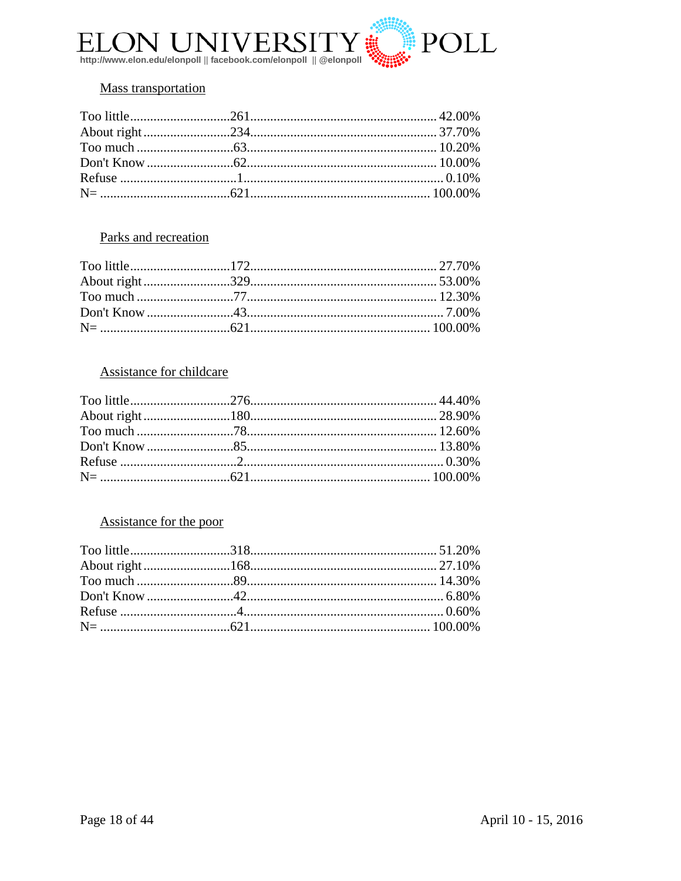Mass transportation

| | | |
|---|---|---|
| Too little | 261 | 42.00% |
| About right | 234 | 37.70% |
| Too much | 63 | 10.20% |
| Don't Know | 62 | 10.00% |
| Refuse | 1 | 0.10% |
| N= | 621 | 100.00% |

Parks and recreation

| | | |
|---|---|---|
| Too little | 172 | 27.70% |
| About right | 329 | 53.00% |
| Too much | 77 | 12.30% |
| Don't Know | 43 | 7.00% |
| N= | 621 | 100.00% |

Assistance for childcare

| | | |
|---|---|---|
| Too little | 276 | 44.40% |
| About right | 180 | 28.90% |
| Too much | 78 | 12.60% |
| Don't Know | 85 | 13.80% |
| Refuse | 2 | 0.30% |
| N= | 621 | 100.00% |

Assistance for the poor

| | | |
|---|---|---|
| Too little | 318 | 51.20% |
| About right | 168 | 27.10% |
| Too much | 89 | 14.30% |
| Don't Know | 42 | 6.80% |
| Refuse | 4 | 0.60% |
| N= | 621 | 100.00% |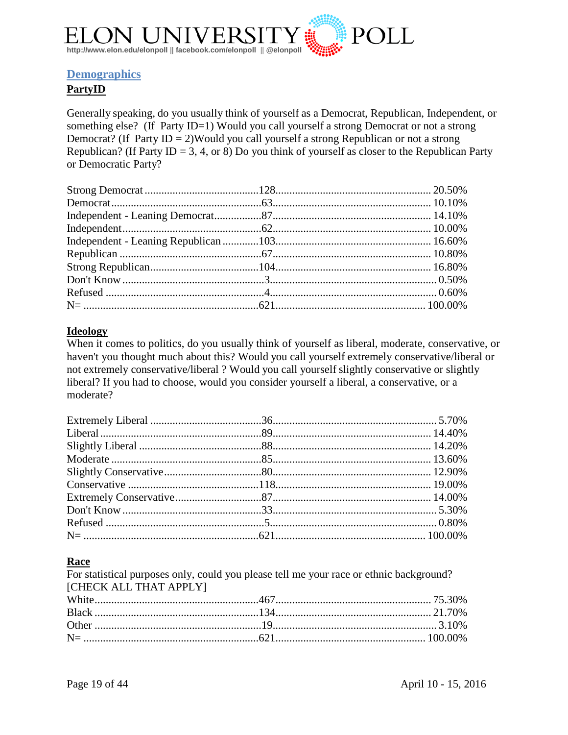## Demographics

### PartyID

Generally speaking, do you usually think of yourself as a Democrat, Republican, Independent, or something else? (If Party ID=1) Would you call yourself a strong Democrat or not a strong Democrat? (If Party ID = 2)Would you call yourself a strong Republican or not a strong Republican? (If Party ID = 3, 4, or 8) Do you think of yourself as closer to the Republican Party or Democratic Party?

| Response | Count | Percent |
|---|---|---|
| Strong Democrat | 128 | 20.50% |
| Democrat | 63 | 10.10% |
| Independent - Leaning Democrat | 87 | 14.10% |
| Independent | 62 | 10.00% |
| Independent - Leaning Republican | 103 | 16.60% |
| Republican | 67 | 10.80% |
| Strong Republican | 104 | 16.80% |
| Don't Know | 3 | 0.50% |
| Refused | 4 | 0.60% |
| N= | 621 | 100.00% |

### Ideology

When it comes to politics, do you usually think of yourself as liberal, moderate, conservative, or haven't you thought much about this? Would you call yourself extremely conservative/liberal or not extremely conservative/liberal ? Would you call yourself slightly conservative or slightly liberal? If you had to choose, would you consider yourself a liberal, a conservative, or a moderate?

| Response | Count | Percent |
|---|---|---|
| Extremely Liberal | 36 | 5.70% |
| Liberal | 89 | 14.40% |
| Slightly Liberal | 88 | 14.20% |
| Moderate | 85 | 13.60% |
| Slightly Conservative | 80 | 12.90% |
| Conservative | 118 | 19.00% |
| Extremely Conservative | 87 | 14.00% |
| Don't Know | 33 | 5.30% |
| Refused | 5 | 0.80% |
| N= | 621 | 100.00% |

### Race

For statistical purposes only, could you please tell me your race or ethnic background? [CHECK ALL THAT APPLY]

| Response | Count | Percent |
|---|---|---|
| White | 467 | 75.30% |
| Black | 134 | 21.70% |
| Other | 19 | 3.10% |
| N= | 621 | 100.00% |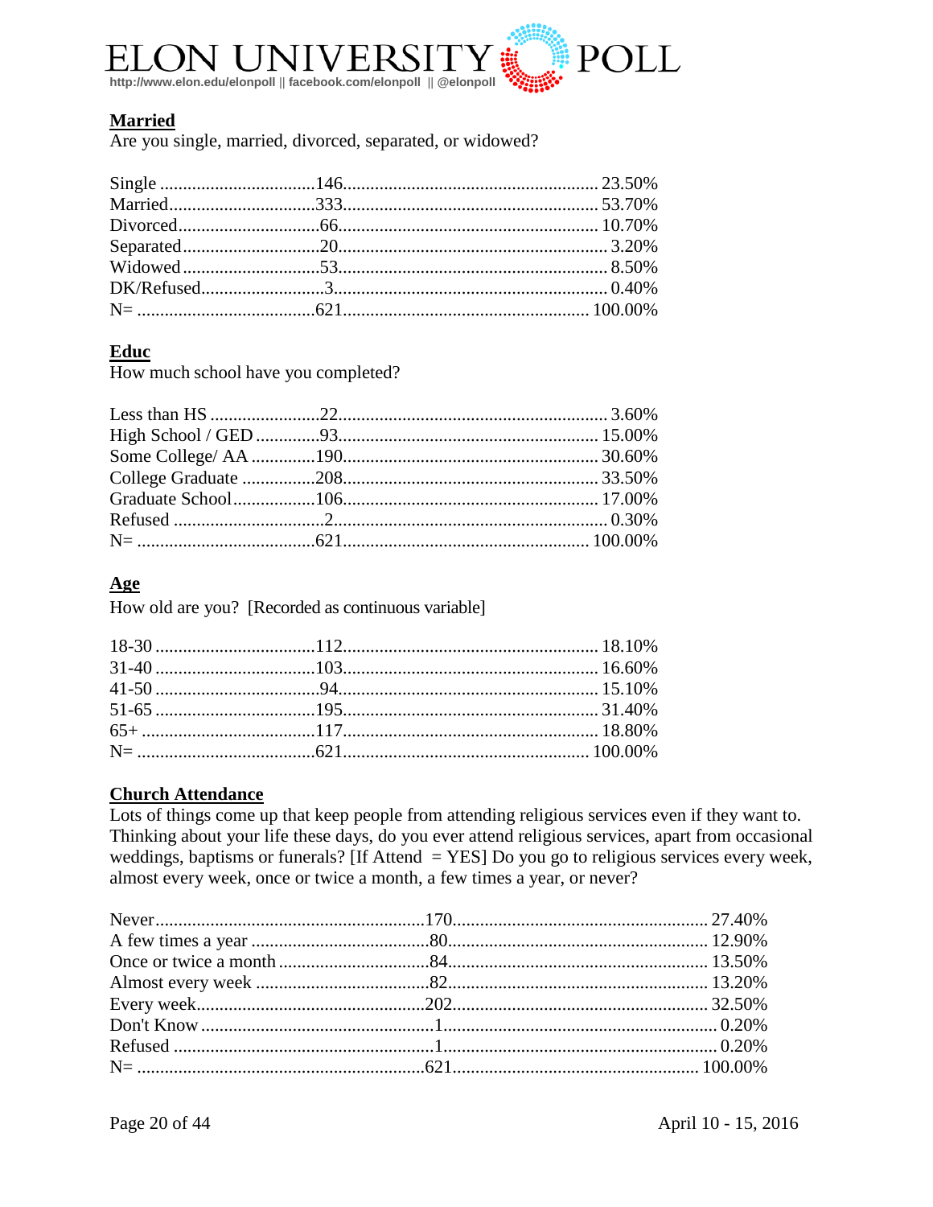## Married

Are you single, married, divorced, separated, or widowed?

| Response | N | % |
|---|---|---|
| Single | 146 | 23.50% |
| Married | 333 | 53.70% |
| Divorced | 66 | 10.70% |
| Separated | 20 | 3.20% |
| Widowed | 53 | 8.50% |
| DK/Refused | 3 | 0.40% |
| N= | 621 | 100.00% |

## Educ

How much school have you completed?

| Response | N | % |
|---|---|---|
| Less than HS | 22 | 3.60% |
| High School / GED | 93 | 15.00% |
| Some College/ AA | 190 | 30.60% |
| College Graduate | 208 | 33.50% |
| Graduate School | 106 | 17.00% |
| Refused | 2 | 0.30% |
| N= | 621 | 100.00% |

## Age

How old are you? [Recorded as continuous variable]

| Response | N | % |
|---|---|---|
| 18-30 | 112 | 18.10% |
| 31-40 | 103 | 16.60% |
| 41-50 | 94 | 15.10% |
| 51-65 | 195 | 31.40% |
| 65+ | 117 | 18.80% |
| N= | 621 | 100.00% |

## Church Attendance

Lots of things come up that keep people from attending religious services even if they want to. Thinking about your life these days, do you ever attend religious services, apart from occasional weddings, baptisms or funerals? [If Attend = YES] Do you go to religious services every week, almost every week, once or twice a month, a few times a year, or never?

| Response | N | % |
|---|---|---|
| Never | 170 | 27.40% |
| A few times a year | 80 | 12.90% |
| Once or twice a month | 84 | 13.50% |
| Almost every week | 82 | 13.20% |
| Every week | 202 | 32.50% |
| Don't Know | 1 | 0.20% |
| Refused | 1 | 0.20% |
| N= | 621 | 100.00% |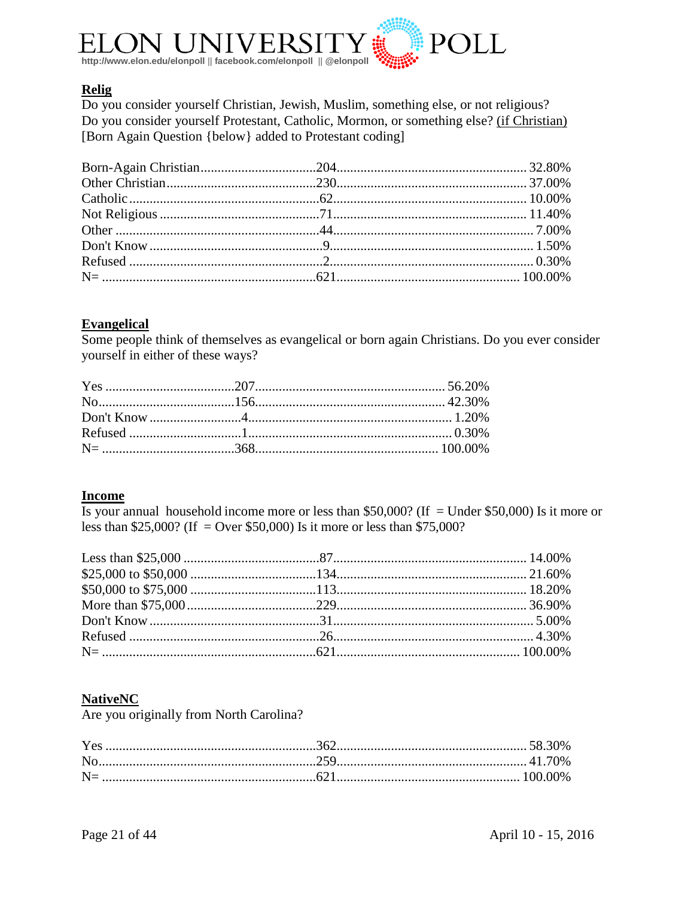**Relig**

Do you consider yourself Christian, Jewish, Muslim, something else, or not religious?
Do you consider yourself Protestant, Catholic, Mormon, or something else? (if Christian)
[Born Again Question {below} added to Protestant coding]

| | | |
|---|---|---|
| Born-Again Christian | 204 | 32.80% |
| Other Christian | 230 | 37.00% |
| Catholic | 62 | 10.00% |
| Not Religious | 71 | 11.40% |
| Other | 44 | 7.00% |
| Don't Know | 9 | 1.50% |
| Refused | 2 | 0.30% |
| N= | 621 | 100.00% |

**Evangelical**

Some people think of themselves as evangelical or born again Christians. Do you ever consider yourself in either of these ways?

| | | |
|---|---|---|
| Yes | 207 | 56.20% |
| No | 156 | 42.30% |
| Don't Know | 4 | 1.20% |
| Refused | 1 | 0.30% |
| N= | 368 | 100.00% |

**Income**

Is your annual household income more or less than $50,000? (If = Under $50,000) Is it more or less than $25,000? (If = Over $50,000) Is it more or less than $75,000?

| | | |
|---|---|---|
| Less than $25,000 | 87 | 14.00% |
| $25,000 to $50,000 | 134 | 21.60% |
| $50,000 to $75,000 | 113 | 18.20% |
| More than $75,000 | 229 | 36.90% |
| Don't Know | 31 | 5.00% |
| Refused | 26 | 4.30% |
| N= | 621 | 100.00% |

**NativeNC**

Are you originally from North Carolina?

| | | |
|---|---|---|
| Yes | 362 | 58.30% |
| No | 259 | 41.70% |
| N= | 621 | 100.00% |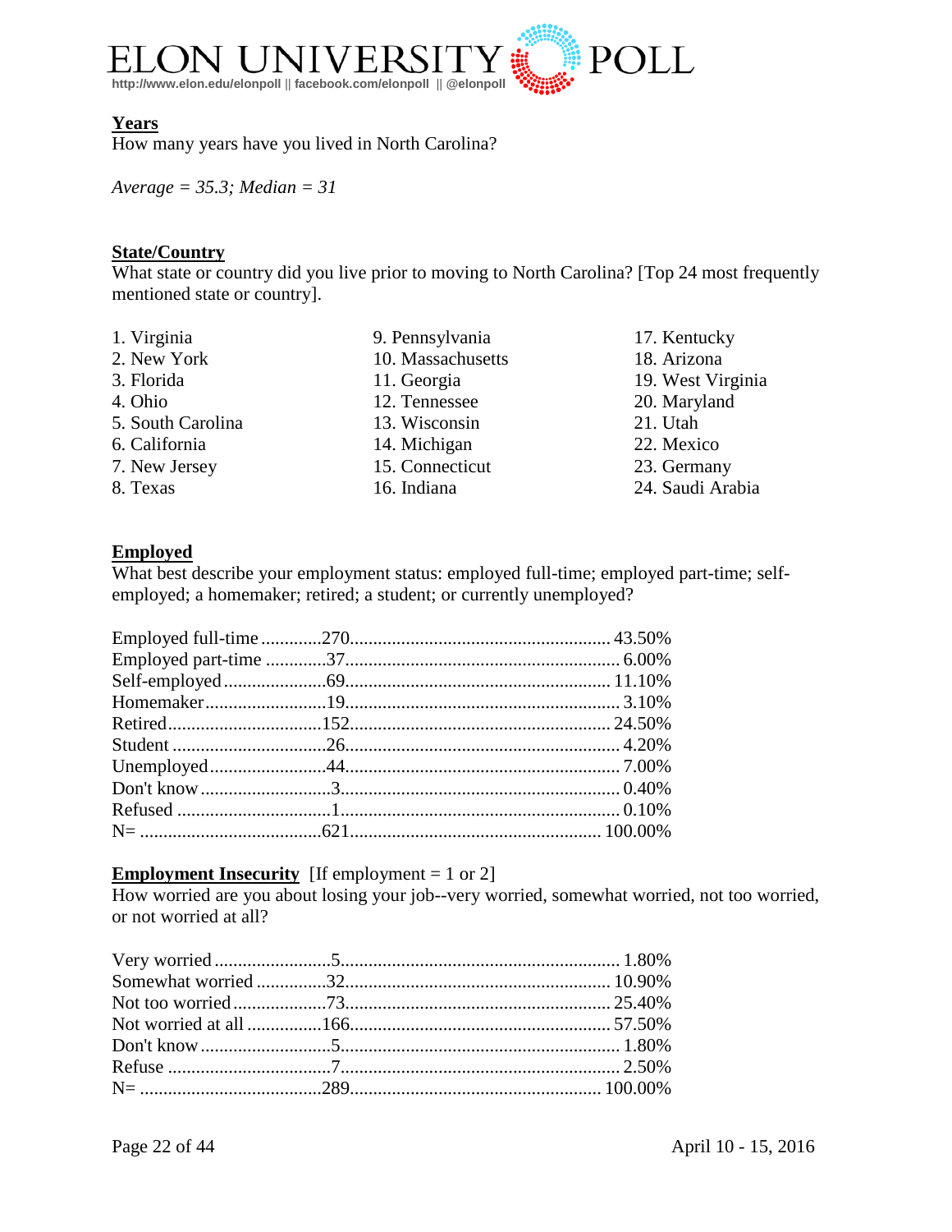**<u>Years</u>**
How many years have you lived in North Carolina?

*Average = 35.3; Median = 31*

**<u>State/Country</u>**
What state or country did you live prior to moving to North Carolina? [Top 24 most frequently mentioned state or country].

1. Virginia
2. New York
3. Florida
4. Ohio
5. South Carolina
6. California
7. New Jersey
8. Texas
9. Pennsylvania
10. Massachusetts
11. Georgia
12. Tennessee
13. Wisconsin
14. Michigan
15. Connecticut
16. Indiana
17. Kentucky
18. Arizona
19. West Virginia
20. Maryland
21. Utah
22. Mexico
23. Germany
24. Saudi Arabia

**<u>Employed</u>**
What best describe your employment status: employed full-time; employed part-time; self-employed; a homemaker; retired; a student; or currently unemployed?

| | | |
|---|---|---|
| Employed full-time | 270 | 43.50% |
| Employed part-time | 37 | 6.00% |
| Self-employed | 69 | 11.10% |
| Homemaker | 19 | 3.10% |
| Retired | 152 | 24.50% |
| Student | 26 | 4.20% |
| Unemployed | 44 | 7.00% |
| Don't know | 3 | 0.40% |
| Refused | 1 | 0.10% |
| N= | 621 | 100.00% |

**<u>Employment Insecurity</u>** [If employment = 1 or 2]
How worried are you about losing your job--very worried, somewhat worried, not too worried, or not worried at all?

| | | |
|---|---|---|
| Very worried | 5 | 1.80% |
| Somewhat worried | 32 | 10.90% |
| Not too worried | 73 | 25.40% |
| Not worried at all | 166 | 57.50% |
| Don't know | 5 | 1.80% |
| Refuse | 7 | 2.50% |
| N= | 289 | 100.00% |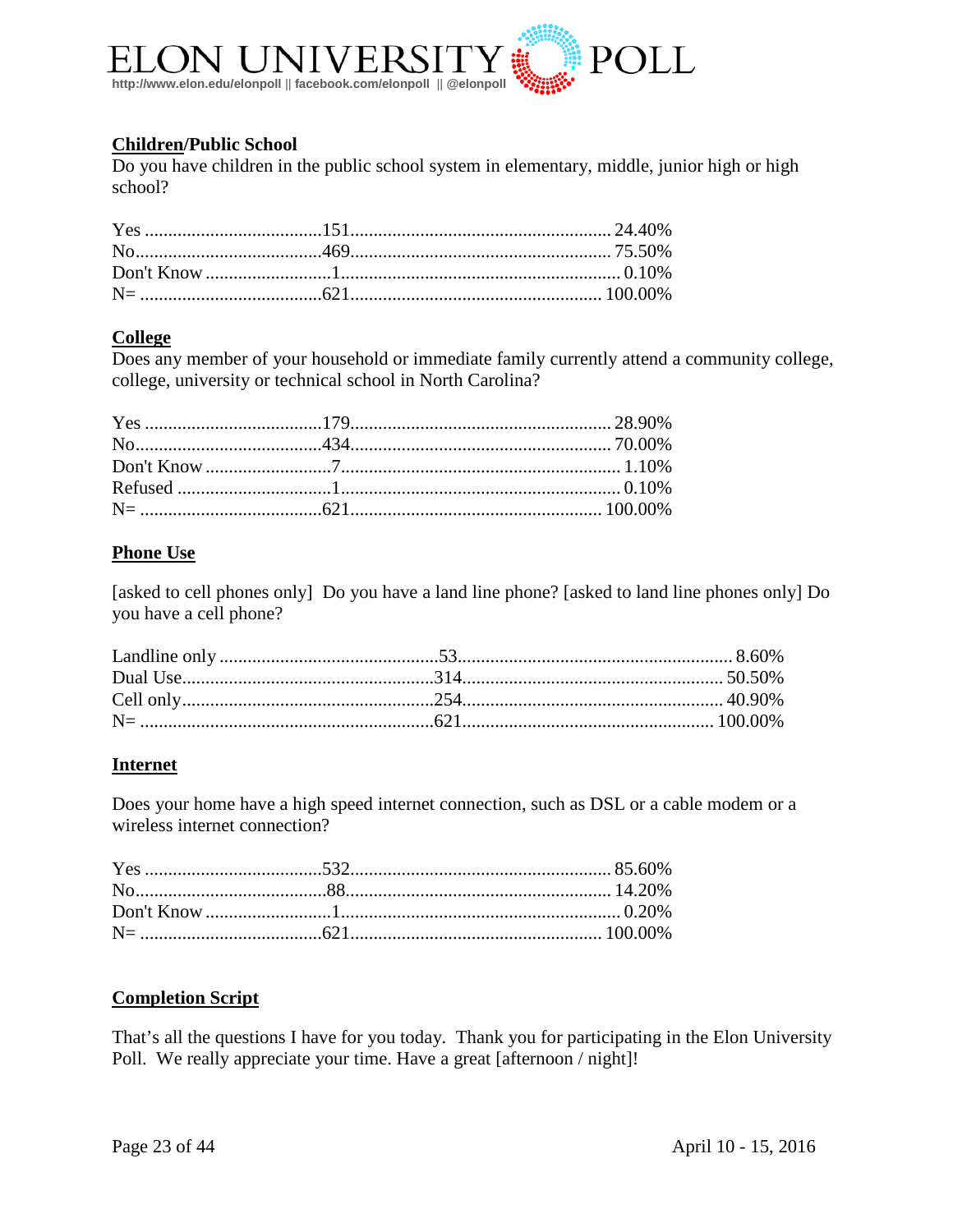**Children/Public School**

Do you have children in the public school system in elementary, middle, junior high or high school?

| Response | Count | Percent |
|---|---|---|
| Yes | 151 | 24.40% |
| No | 469 | 75.50% |
| Don't Know | 1 | 0.10% |
| N= | 621 | 100.00% |

**College**

Does any member of your household or immediate family currently attend a community college, college, university or technical school in North Carolina?

| Response | Count | Percent |
|---|---|---|
| Yes | 179 | 28.90% |
| No | 434 | 70.00% |
| Don't Know | 7 | 1.10% |
| Refused | 1 | 0.10% |
| N= | 621 | 100.00% |

**Phone Use**

[asked to cell phones only] Do you have a land line phone? [asked to land line phones only] Do you have a cell phone?

| Response | Count | Percent |
|---|---|---|
| Landline only | 53 | 8.60% |
| Dual Use | 314 | 50.50% |
| Cell only | 254 | 40.90% |
| N= | 621 | 100.00% |

**Internet**

Does your home have a high speed internet connection, such as DSL or a cable modem or a wireless internet connection?

| Response | Count | Percent |
|---|---|---|
| Yes | 532 | 85.60% |
| No | 88 | 14.20% |
| Don't Know | 1 | 0.20% |
| N= | 621 | 100.00% |

**Completion Script**

That's all the questions I have for you today. Thank you for participating in the Elon University Poll. We really appreciate your time. Have a great [afternoon / night]!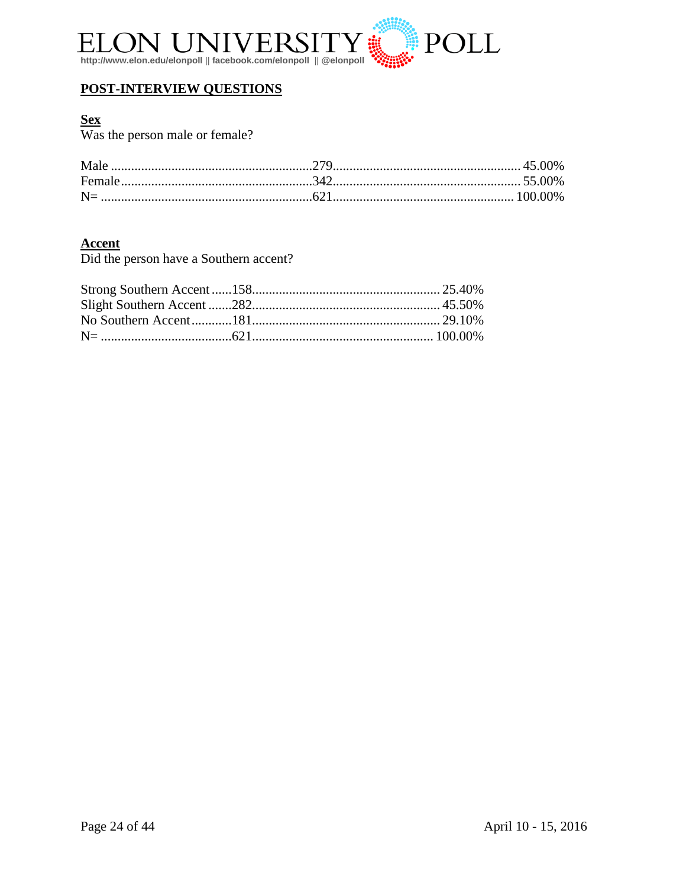## POST-INTERVIEW QUESTIONS

### Sex

Was the person male or female?

| | | |
|---|---|---|
| Male | 279 | 45.00% |
| Female | 342 | 55.00% |
| N= | 621 | 100.00% |

### Accent

Did the person have a Southern accent?

| | | |
|---|---|---|
| Strong Southern Accent | 158 | 25.40% |
| Slight Southern Accent | 282 | 45.50% |
| No Southern Accent | 181 | 29.10% |
| N= | 621 | 100.00% |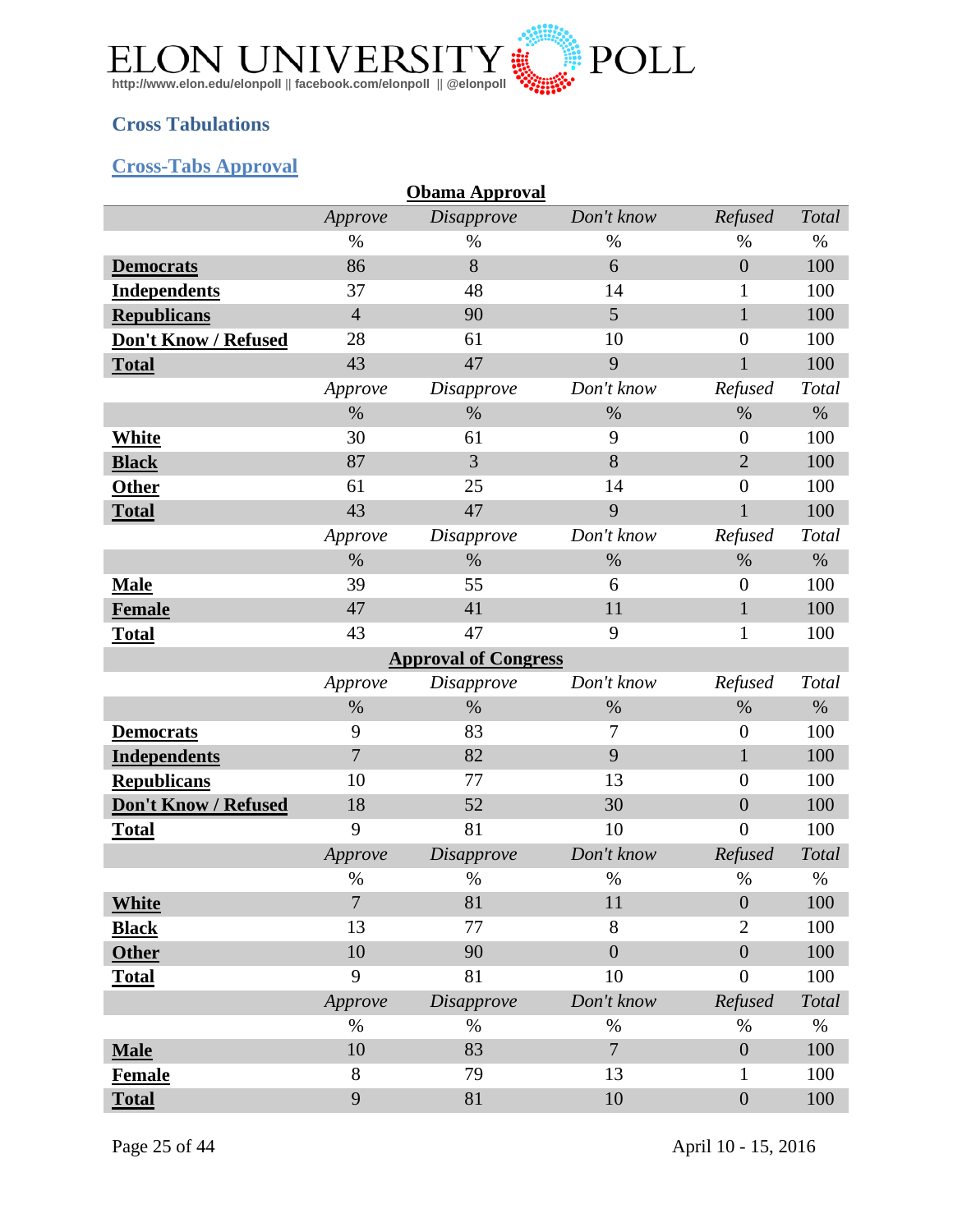## Cross Tabulations

### Cross-Tabs Approval

**Obama Approval**

| | *Approve* | *Disapprove* | *Don't know* | *Refused* | *Total* |
|---|---|---|---|---|---|
| | % | % | % | % | % |
| **Democrats** | 86 | 8 | 6 | 0 | 100 |
| **Independents** | 37 | 48 | 14 | 1 | 100 |
| **Republicans** | 4 | 90 | 5 | 1 | 100 |
| **Don't Know / Refused** | 28 | 61 | 10 | 0 | 100 |
| **Total** | 43 | 47 | 9 | 1 | 100 |
| | *Approve* | *Disapprove* | *Don't know* | *Refused* | *Total* |
| | % | % | % | % | % |
| **White** | 30 | 61 | 9 | 0 | 100 |
| **Black** | 87 | 3 | 8 | 2 | 100 |
| **Other** | 61 | 25 | 14 | 0 | 100 |
| **Total** | 43 | 47 | 9 | 1 | 100 |
| | *Approve* | *Disapprove* | *Don't know* | *Refused* | *Total* |
| | % | % | % | % | % |
| **Male** | 39 | 55 | 6 | 0 | 100 |
| **Female** | 47 | 41 | 11 | 1 | 100 |
| **Total** | 43 | 47 | 9 | 1 | 100 |

**Approval of Congress**

| | *Approve* | *Disapprove* | *Don't know* | *Refused* | *Total* |
|---|---|---|---|---|---|
| | % | % | % | % | % |
| **Democrats** | 9 | 83 | 7 | 0 | 100 |
| **Independents** | 7 | 82 | 9 | 1 | 100 |
| **Republicans** | 10 | 77 | 13 | 0 | 100 |
| **Don't Know / Refused** | 18 | 52 | 30 | 0 | 100 |
| **Total** | 9 | 81 | 10 | 0 | 100 |
| | *Approve* | *Disapprove* | *Don't know* | *Refused* | *Total* |
| | % | % | % | % | % |
| **White** | 7 | 81 | 11 | 0 | 100 |
| **Black** | 13 | 77 | 8 | 2 | 100 |
| **Other** | 10 | 90 | 0 | 0 | 100 |
| **Total** | 9 | 81 | 10 | 0 | 100 |
| | *Approve* | *Disapprove* | *Don't know* | *Refused* | *Total* |
| | % | % | % | % | % |
| **Male** | 10 | 83 | 7 | 0 | 100 |
| **Female** | 8 | 79 | 13 | 1 | 100 |
| **Total** | 9 | 81 | 10 | 0 | 100 |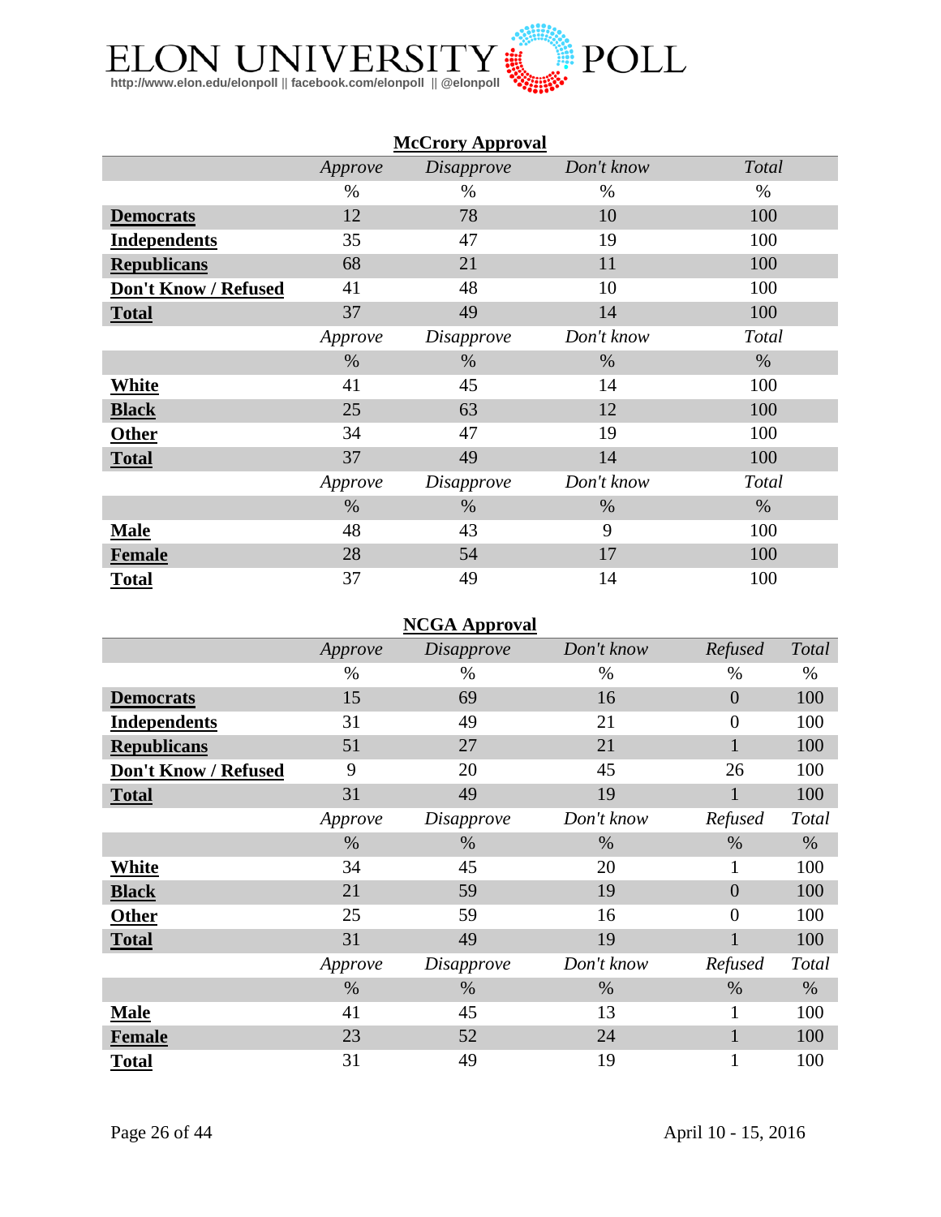## McCrory Approval

| | Approve | Disapprove | Don't know | Total |
|---|---|---|---|---|
| | % | % | % | % |
| **Democrats** | 12 | 78 | 10 | 100 |
| **Independents** | 35 | 47 | 19 | 100 |
| **Republicans** | 68 | 21 | 11 | 100 |
| **Don't Know / Refused** | 41 | 48 | 10 | 100 |
| **Total** | 37 | 49 | 14 | 100 |
| | *Approve* | *Disapprove* | *Don't know* | *Total* |
| | % | % | % | % |
| **White** | 41 | 45 | 14 | 100 |
| **Black** | 25 | 63 | 12 | 100 |
| **Other** | 34 | 47 | 19 | 100 |
| **Total** | 37 | 49 | 14 | 100 |
| | *Approve* | *Disapprove* | *Don't know* | *Total* |
| | % | % | % | % |
| **Male** | 48 | 43 | 9 | 100 |
| **Female** | 28 | 54 | 17 | 100 |
| **Total** | 37 | 49 | 14 | 100 |

## NCGA Approval

| | Approve | Disapprove | Don't know | Refused | Total |
|---|---|---|---|---|---|
| | % | % | % | % | % |
| **Democrats** | 15 | 69 | 16 | 0 | 100 |
| **Independents** | 31 | 49 | 21 | 0 | 100 |
| **Republicans** | 51 | 27 | 21 | 1 | 100 |
| **Don't Know / Refused** | 9 | 20 | 45 | 26 | 100 |
| **Total** | 31 | 49 | 19 | 1 | 100 |
| | *Approve* | *Disapprove* | *Don't know* | *Refused* | *Total* |
| | % | % | % | % | % |
| **White** | 34 | 45 | 20 | 1 | 100 |
| **Black** | 21 | 59 | 19 | 0 | 100 |
| **Other** | 25 | 59 | 16 | 0 | 100 |
| **Total** | 31 | 49 | 19 | 1 | 100 |
| | *Approve* | *Disapprove* | *Don't know* | *Refused* | *Total* |
| | % | % | % | % | % |
| **Male** | 41 | 45 | 13 | 1 | 100 |
| **Female** | 23 | 52 | 24 | 1 | 100 |
| **Total** | 31 | 49 | 19 | 1 | 100 |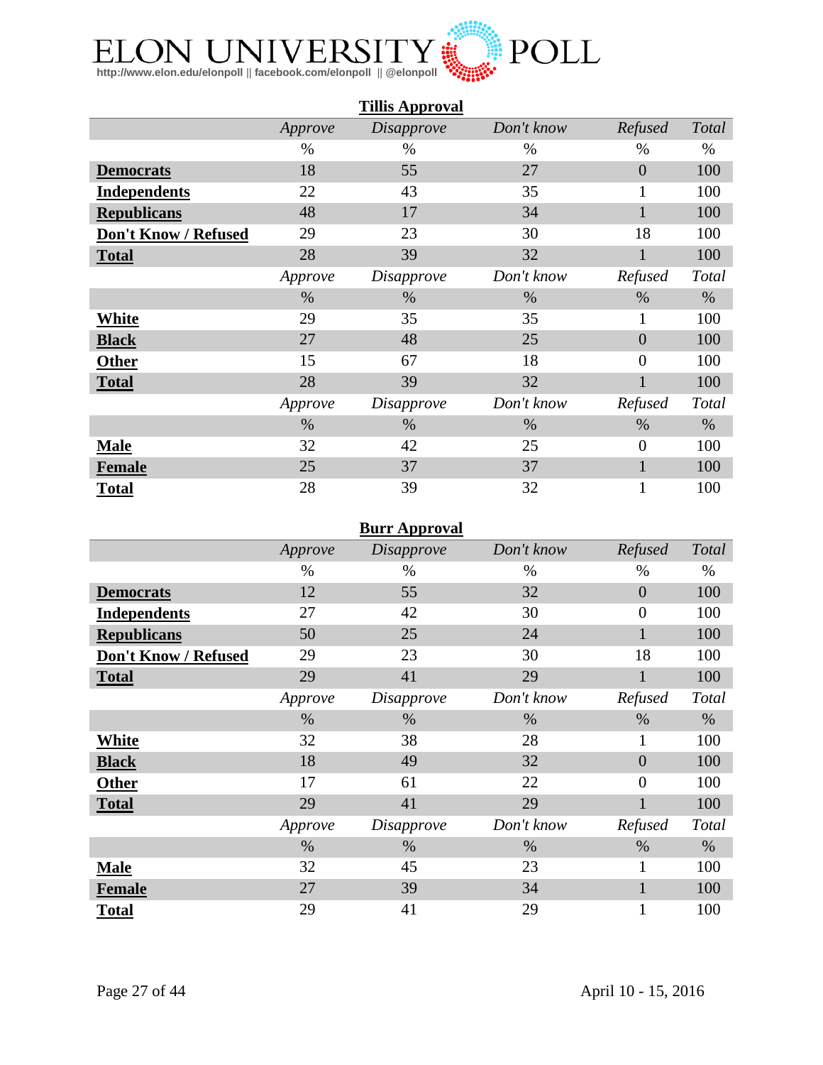## Tillis Approval

| | *Approve* | *Disapprove* | *Don't know* | *Refused* | *Total* |
|---|---|---|---|---|---|
| | % | % | % | % | % |
| **Democrats** | 18 | 55 | 27 | 0 | 100 |
| **Independents** | 22 | 43 | 35 | 1 | 100 |
| **Republicans** | 48 | 17 | 34 | 1 | 100 |
| **Don't Know / Refused** | 29 | 23 | 30 | 18 | 100 |
| **Total** | 28 | 39 | 32 | 1 | 100 |
| | *Approve* | *Disapprove* | *Don't know* | *Refused* | *Total* |
| | % | % | % | % | % |
| **White** | 29 | 35 | 35 | 1 | 100 |
| **Black** | 27 | 48 | 25 | 0 | 100 |
| **Other** | 15 | 67 | 18 | 0 | 100 |
| **Total** | 28 | 39 | 32 | 1 | 100 |
| | *Approve* | *Disapprove* | *Don't know* | *Refused* | *Total* |
| | % | % | % | % | % |
| **Male** | 32 | 42 | 25 | 0 | 100 |
| **Female** | 25 | 37 | 37 | 1 | 100 |
| **Total** | 28 | 39 | 32 | 1 | 100 |

## Burr Approval

| | *Approve* | *Disapprove* | *Don't know* | *Refused* | *Total* |
|---|---|---|---|---|---|
| | % | % | % | % | % |
| **Democrats** | 12 | 55 | 32 | 0 | 100 |
| **Independents** | 27 | 42 | 30 | 0 | 100 |
| **Republicans** | 50 | 25 | 24 | 1 | 100 |
| **Don't Know / Refused** | 29 | 23 | 30 | 18 | 100 |
| **Total** | 29 | 41 | 29 | 1 | 100 |
| | *Approve* | *Disapprove* | *Don't know* | *Refused* | *Total* |
| | % | % | % | % | % |
| **White** | 32 | 38 | 28 | 1 | 100 |
| **Black** | 18 | 49 | 32 | 0 | 100 |
| **Other** | 17 | 61 | 22 | 0 | 100 |
| **Total** | 29 | 41 | 29 | 1 | 100 |
| | *Approve* | *Disapprove* | *Don't know* | *Refused* | *Total* |
| | % | % | % | % | % |
| **Male** | 32 | 45 | 23 | 1 | 100 |
| **Female** | 27 | 39 | 34 | 1 | 100 |
| **Total** | 29 | 41 | 29 | 1 | 100 |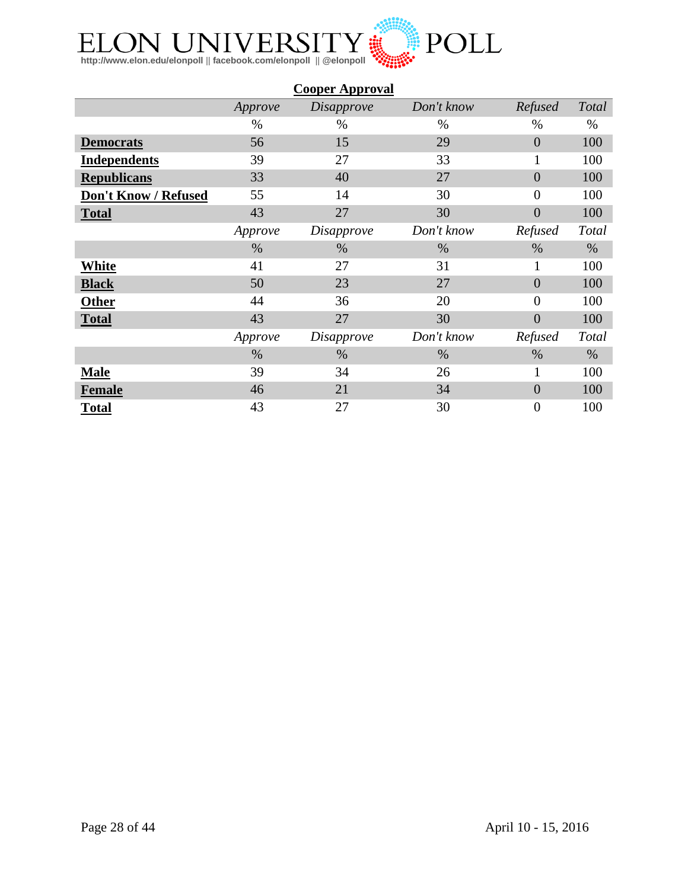## Cooper Approval

| | *Approve* | *Disapprove* | *Don't know* | *Refused* | *Total* |
|---|---|---|---|---|---|
| | % | % | % | % | % |
| **Democrats** | 56 | 15 | 29 | 0 | 100 |
| **Independents** | 39 | 27 | 33 | 1 | 100 |
| **Republicans** | 33 | 40 | 27 | 0 | 100 |
| **Don't Know / Refused** | 55 | 14 | 30 | 0 | 100 |
| **Total** | 43 | 27 | 30 | 0 | 100 |

| | *Approve* | *Disapprove* | *Don't know* | *Refused* | *Total* |
|---|---|---|---|---|---|
| | % | % | % | % | % |
| **White** | 41 | 27 | 31 | 1 | 100 |
| **Black** | 50 | 23 | 27 | 0 | 100 |
| **Other** | 44 | 36 | 20 | 0 | 100 |
| **Total** | 43 | 27 | 30 | 0 | 100 |

| | *Approve* | *Disapprove* | *Don't know* | *Refused* | *Total* |
|---|---|---|---|---|---|
| | % | % | % | % | % |
| **Male** | 39 | 34 | 26 | 1 | 100 |
| **Female** | 46 | 21 | 34 | 0 | 100 |
| **Total** | 43 | 27 | 30 | 0 | 100 |

April 10 - 15, 2016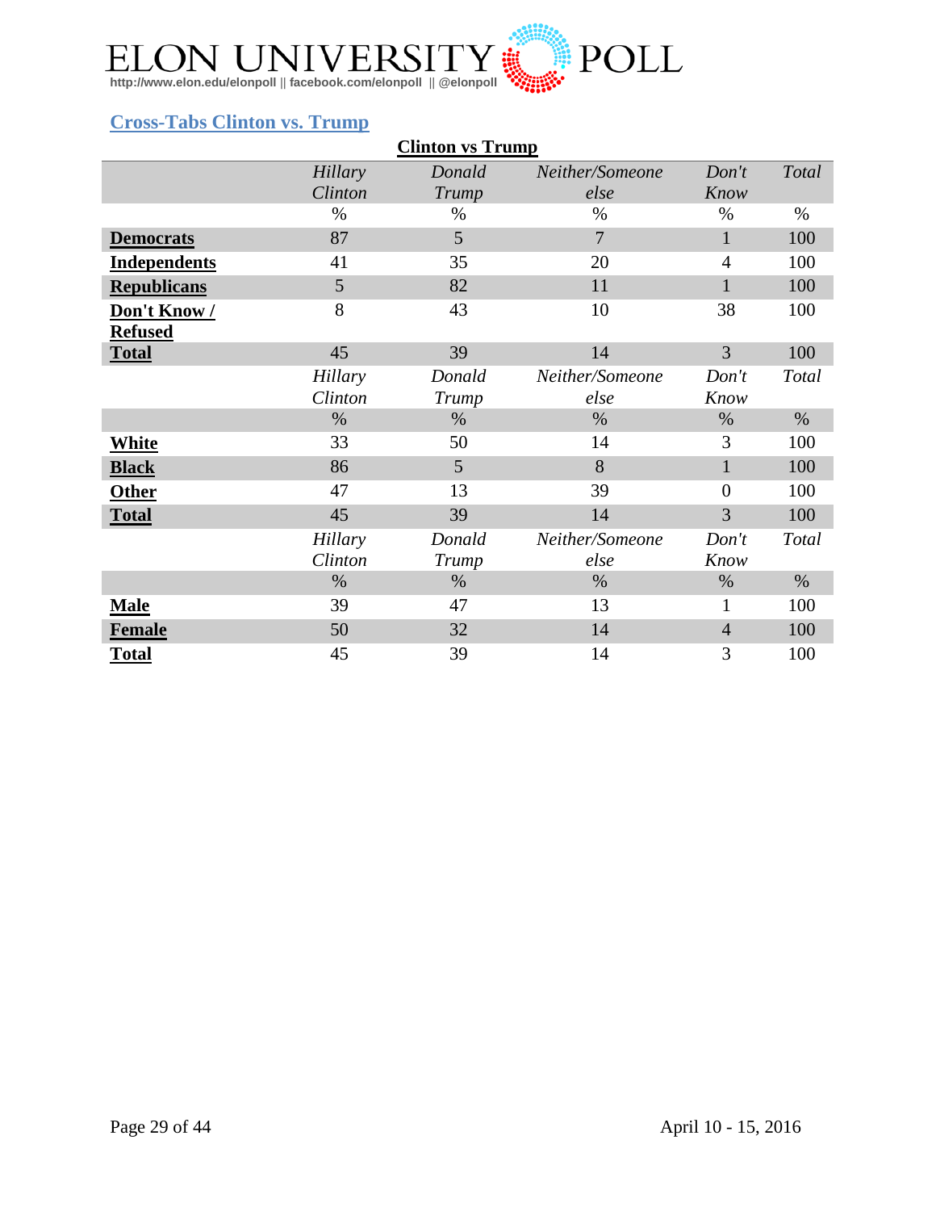## Cross-Tabs Clinton vs. Trump

**Clinton vs Trump**

| | Hillary Clinton | Donald Trump | Neither/Someone else | Don't Know | Total |
|---|---|---|---|---|---|
| | % | % | % | % | % |
| **Democrats** | 87 | 5 | 7 | 1 | 100 |
| **Independents** | 41 | 35 | 20 | 4 | 100 |
| **Republicans** | 5 | 82 | 11 | 1 | 100 |
| **Don't Know / Refused** | 8 | 43 | 10 | 38 | 100 |
| **Total** | 45 | 39 | 14 | 3 | 100 |
| | *Hillary Clinton* | *Donald Trump* | *Neither/Someone else* | *Don't Know* | *Total* |
| | % | % | % | % | % |
| **White** | 33 | 50 | 14 | 3 | 100 |
| **Black** | 86 | 5 | 8 | 1 | 100 |
| **Other** | 47 | 13 | 39 | 0 | 100 |
| **Total** | 45 | 39 | 14 | 3 | 100 |
| | *Hillary Clinton* | *Donald Trump* | *Neither/Someone else* | *Don't Know* | *Total* |
| | % | % | % | % | % |
| **Male** | 39 | 47 | 13 | 1 | 100 |
| **Female** | 50 | 32 | 14 | 4 | 100 |
| **Total** | 45 | 39 | 14 | 3 | 100 |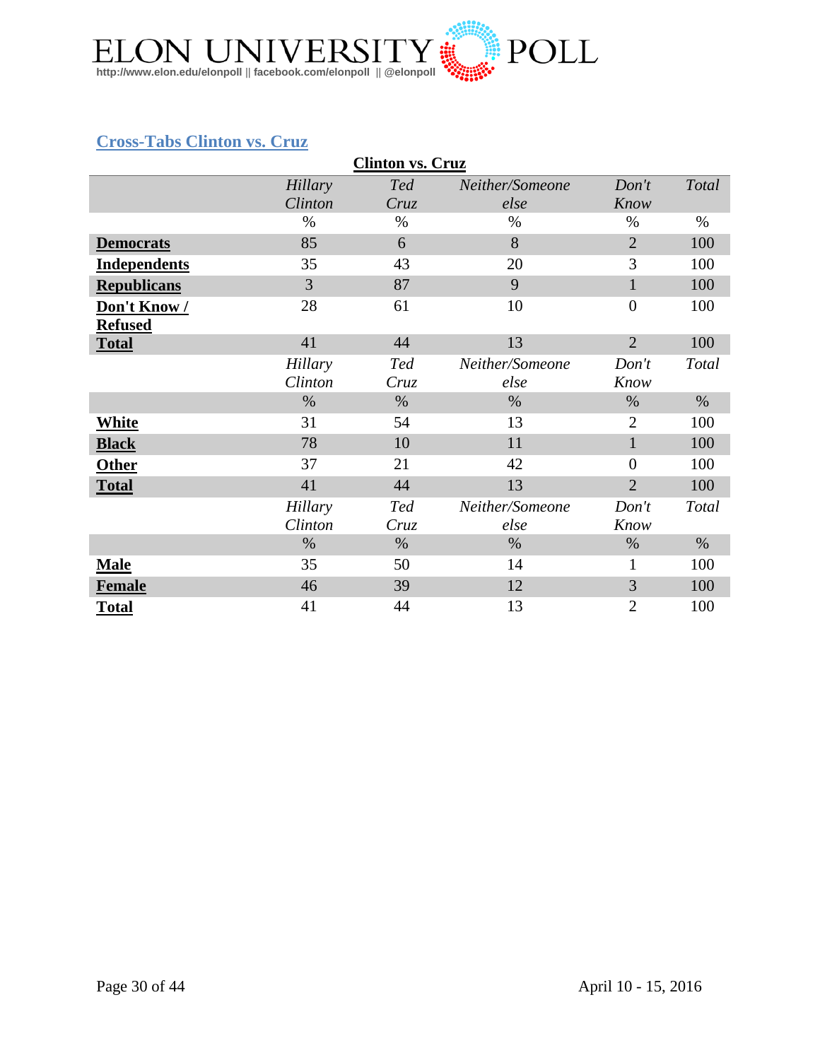## Cross-Tabs Clinton vs. Cruz

**Clinton vs. Cruz**

| | *Hillary Clinton* | *Ted Cruz* | *Neither/Someone else* | *Don't Know* | *Total* |
|---|---|---|---|---|---|
| | % | % | % | % | % |
| **Democrats** | 85 | 6 | 8 | 2 | 100 |
| **Independents** | 35 | 43 | 20 | 3 | 100 |
| **Republicans** | 3 | 87 | 9 | 1 | 100 |
| **Don't Know / Refused** | 28 | 61 | 10 | 0 | 100 |
| **Total** | 41 | 44 | 13 | 2 | 100 |

| | *Hillary Clinton* | *Ted Cruz* | *Neither/Someone else* | *Don't Know* | *Total* |
|---|---|---|---|---|---|
| | % | % | % | % | % |
| **White** | 31 | 54 | 13 | 2 | 100 |
| **Black** | 78 | 10 | 11 | 1 | 100 |
| **Other** | 37 | 21 | 42 | 0 | 100 |
| **Total** | 41 | 44 | 13 | 2 | 100 |

| | *Hillary Clinton* | *Ted Cruz* | *Neither/Someone else* | *Don't Know* | *Total* |
|---|---|---|---|---|---|
| | % | % | % | % | % |
| **Male** | 35 | 50 | 14 | 1 | 100 |
| **Female** | 46 | 39 | 12 | 3 | 100 |
| **Total** | 41 | 44 | 13 | 2 | 100 |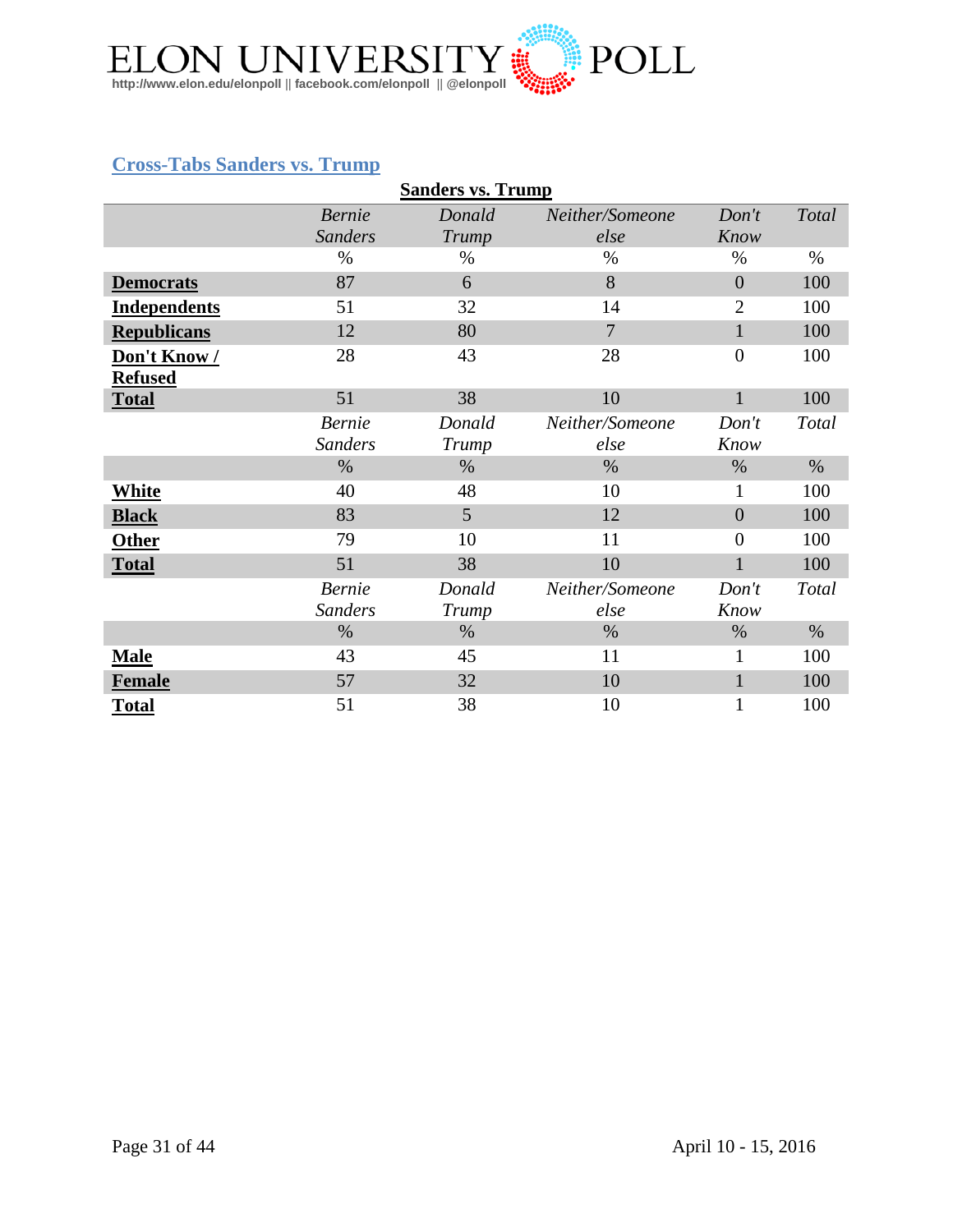## Cross-Tabs Sanders vs. Trump

**Sanders vs. Trump**

| | *Bernie Sanders* | *Donald Trump* | *Neither/Someone else* | *Don't Know* | *Total* |
|---|---|---|---|---|---|
| | % | % | % | % | % |
| **Democrats** | 87 | 6 | 8 | 0 | 100 |
| **Independents** | 51 | 32 | 14 | 2 | 100 |
| **Republicans** | 12 | 80 | 7 | 1 | 100 |
| **Don't Know / Refused** | 28 | 43 | 28 | 0 | 100 |
| **Total** | 51 | 38 | 10 | 1 | 100 |
| | *Bernie Sanders* | *Donald Trump* | *Neither/Someone else* | *Don't Know* | *Total* |
| | % | % | % | % | % |
| **White** | 40 | 48 | 10 | 1 | 100 |
| **Black** | 83 | 5 | 12 | 0 | 100 |
| **Other** | 79 | 10 | 11 | 0 | 100 |
| **Total** | 51 | 38 | 10 | 1 | 100 |
| | *Bernie Sanders* | *Donald Trump* | *Neither/Someone else* | *Don't Know* | *Total* |
| | % | % | % | % | % |
| **Male** | 43 | 45 | 11 | 1 | 100 |
| **Female** | 57 | 32 | 10 | 1 | 100 |
| **Total** | 51 | 38 | 10 | 1 | 100 |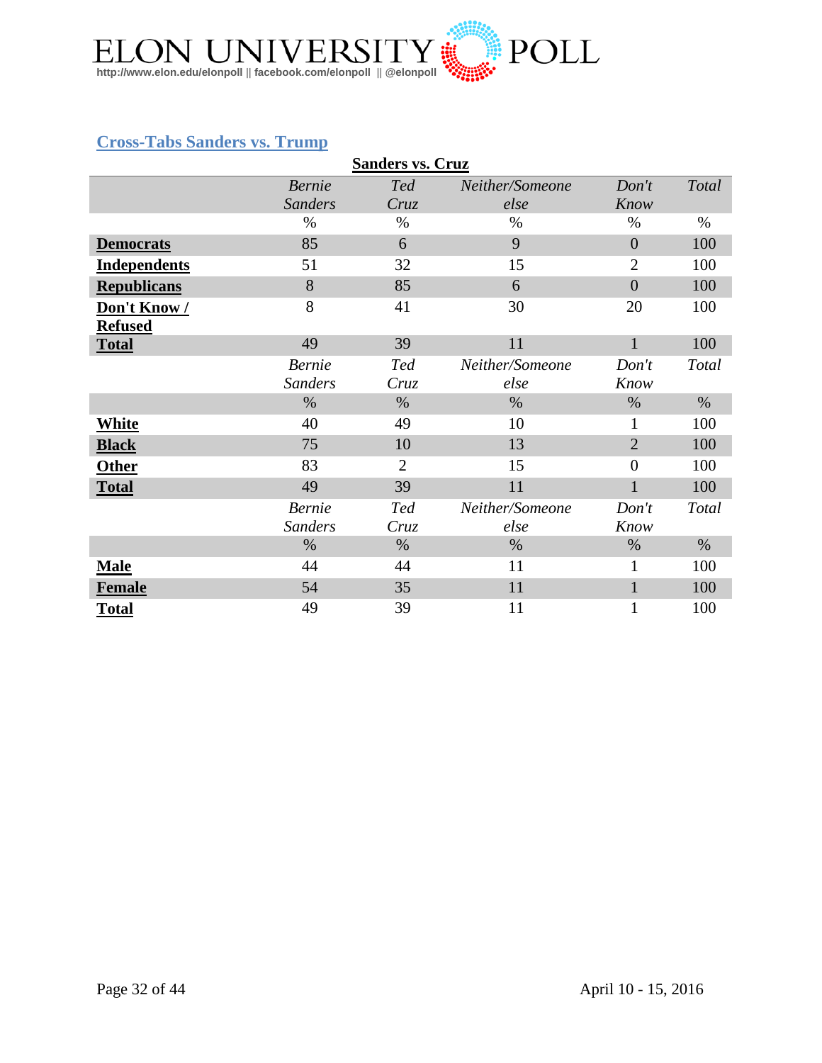## Cross-Tabs Sanders vs. Trump

**Sanders vs. Cruz**

| | *Bernie Sanders* | *Ted Cruz* | *Neither/Someone else* | *Don't Know* | *Total* |
|---|---|---|---|---|---|
| | % | % | % | % | % |
| **Democrats** | 85 | 6 | 9 | 0 | 100 |
| **Independents** | 51 | 32 | 15 | 2 | 100 |
| **Republicans** | 8 | 85 | 6 | 0 | 100 |
| **Don't Know / Refused** | 8 | 41 | 30 | 20 | 100 |
| **Total** | 49 | 39 | 11 | 1 | 100 |
| | *Bernie Sanders* | *Ted Cruz* | *Neither/Someone else* | *Don't Know* | *Total* |
| | % | % | % | % | % |
| **White** | 40 | 49 | 10 | 1 | 100 |
| **Black** | 75 | 10 | 13 | 2 | 100 |
| **Other** | 83 | 2 | 15 | 0 | 100 |
| **Total** | 49 | 39 | 11 | 1 | 100 |
| | *Bernie Sanders* | *Ted Cruz* | *Neither/Someone else* | *Don't Know* | *Total* |
| | % | % | % | % | % |
| **Male** | 44 | 44 | 11 | 1 | 100 |
| **Female** | 54 | 35 | 11 | 1 | 100 |
| **Total** | 49 | 39 | 11 | 1 | 100 |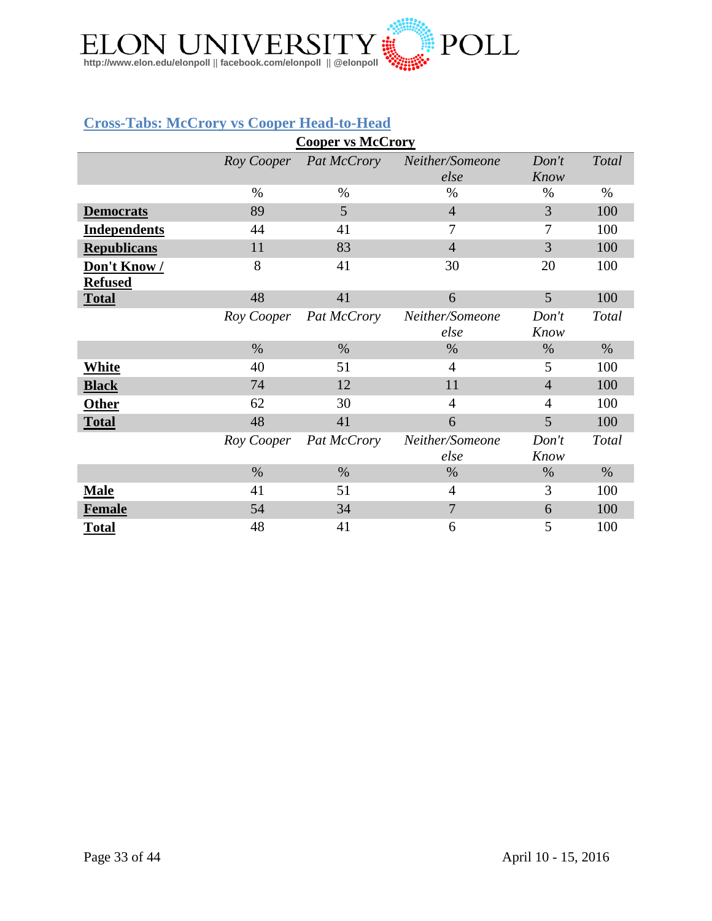## Cross-Tabs: McCrory vs Cooper Head-to-Head

**Cooper vs McCrory**

| | *Roy Cooper* | *Pat McCrory* | *Neither/Someone else* | *Don't Know* | *Total* |
|---|---|---|---|---|---|
| | % | % | % | % | % |
| **Democrats** | 89 | 5 | 4 | 3 | 100 |
| **Independents** | 44 | 41 | 7 | 7 | 100 |
| **Republicans** | 11 | 83 | 4 | 3 | 100 |
| **Don't Know / Refused** | 8 | 41 | 30 | 20 | 100 |
| **Total** | 48 | 41 | 6 | 5 | 100 |
| | *Roy Cooper* | *Pat McCrory* | *Neither/Someone else* | *Don't Know* | *Total* |
| | % | % | % | % | % |
| **White** | 40 | 51 | 4 | 5 | 100 |
| **Black** | 74 | 12 | 11 | 4 | 100 |
| **Other** | 62 | 30 | 4 | 4 | 100 |
| **Total** | 48 | 41 | 6 | 5 | 100 |
| | *Roy Cooper* | *Pat McCrory* | *Neither/Someone else* | *Don't Know* | *Total* |
| | % | % | % | % | % |
| **Male** | 41 | 51 | 4 | 3 | 100 |
| **Female** | 54 | 34 | 7 | 6 | 100 |
| **Total** | 48 | 41 | 6 | 5 | 100 |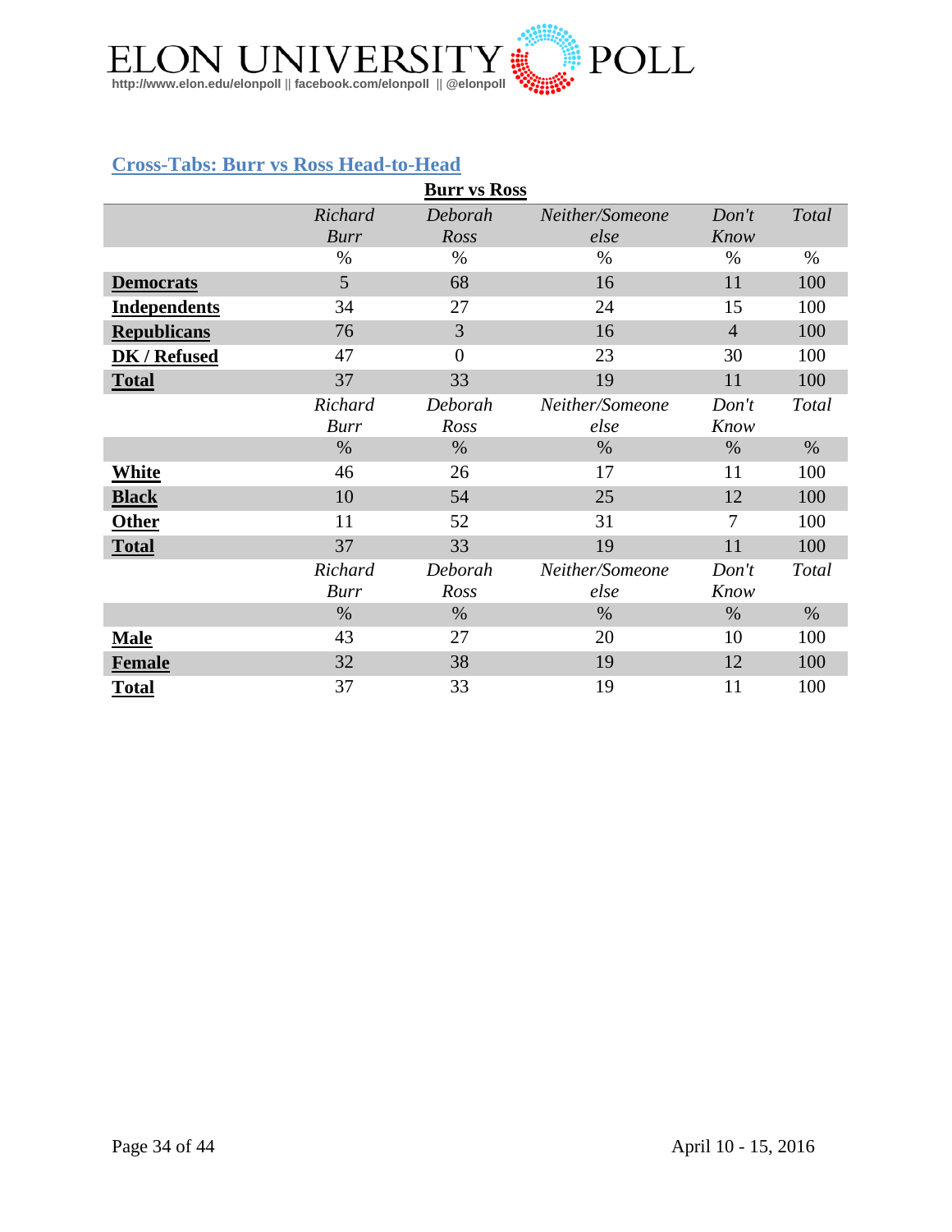## Cross-Tabs: Burr vs Ross Head-to-Head

**Burr vs Ross**

| | *Richard Burr* | *Deborah Ross* | *Neither/Someone else* | *Don't Know* | *Total* |
|---|---|---|---|---|---|
| | % | % | % | % | % |
| **Democrats** | 5 | 68 | 16 | 11 | 100 |
| **Independents** | 34 | 27 | 24 | 15 | 100 |
| **Republicans** | 76 | 3 | 16 | 4 | 100 |
| **DK / Refused** | 47 | 0 | 23 | 30 | 100 |
| **Total** | 37 | 33 | 19 | 11 | 100 |
| | *Richard Burr* | *Deborah Ross* | *Neither/Someone else* | *Don't Know* | *Total* |
| | % | % | % | % | % |
| **White** | 46 | 26 | 17 | 11 | 100 |
| **Black** | 10 | 54 | 25 | 12 | 100 |
| **Other** | 11 | 52 | 31 | 7 | 100 |
| **Total** | 37 | 33 | 19 | 11 | 100 |
| | *Richard Burr* | *Deborah Ross* | *Neither/Someone else* | *Don't Know* | *Total* |
| | % | % | % | % | % |
| **Male** | 43 | 27 | 20 | 10 | 100 |
| **Female** | 32 | 38 | 19 | 12 | 100 |
| **Total** | 37 | 33 | 19 | 11 | 100 |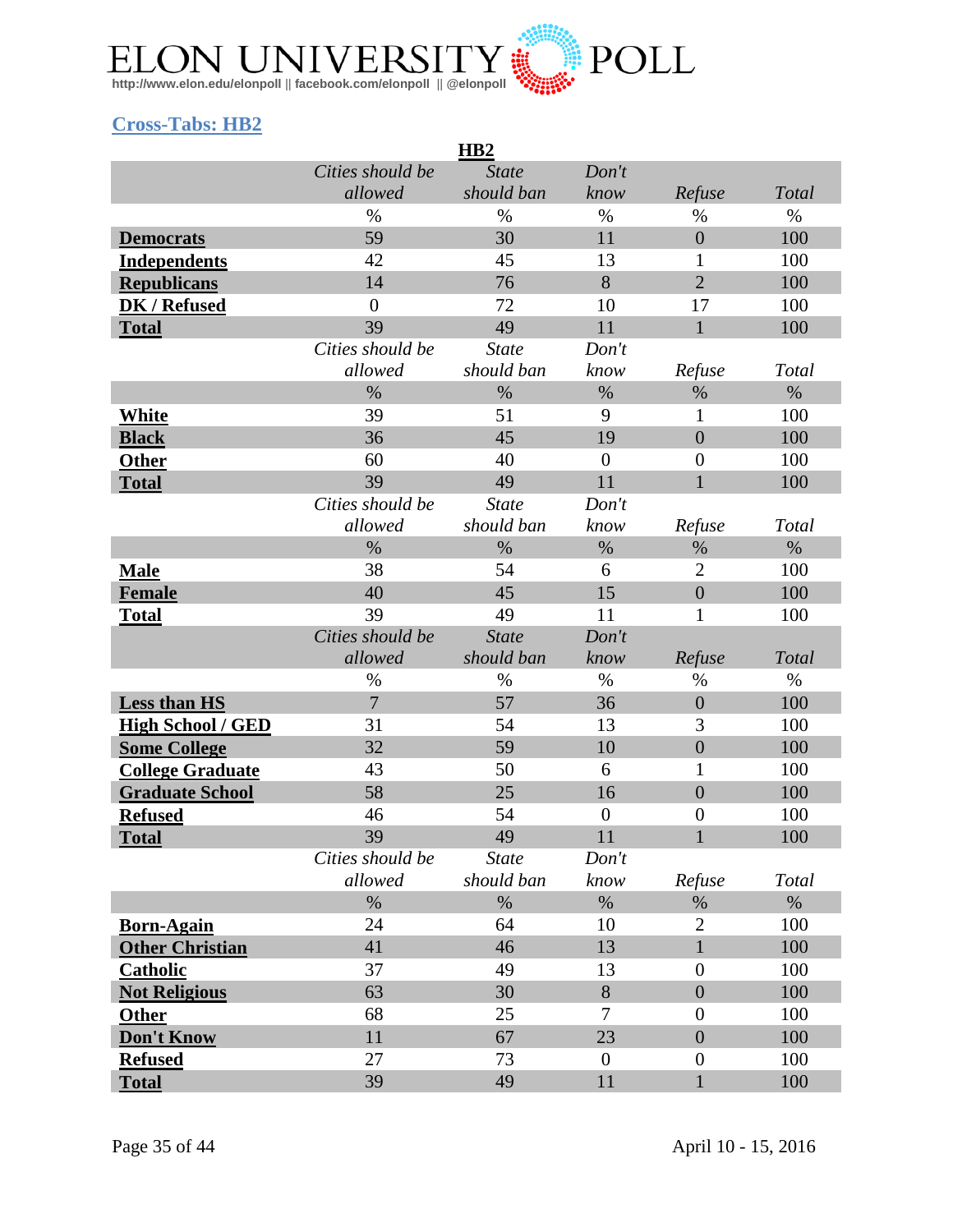# ELON UNIVERSITY POLL

http://www.elon.edu/elonpoll || facebook.com/elonpoll || @elonpoll

## Cross-Tabs: HB2

**HB2**

| | *Cities should be allowed* | *State should ban* | *Don't know* | *Refuse* | *Total* |
|---|---|---|---|---|---|
| | % | % | % | % | % |
| **Democrats** | 59 | 30 | 11 | 0 | 100 |
| **Independents** | 42 | 45 | 13 | 1 | 100 |
| **Republicans** | 14 | 76 | 8 | 2 | 100 |
| **DK / Refused** | 0 | 72 | 10 | 17 | 100 |
| **Total** | 39 | 49 | 11 | 1 | 100 |

| | *Cities should be allowed* | *State should ban* | *Don't know* | *Refuse* | *Total* |
|---|---|---|---|---|---|
| | % | % | % | % | % |
| **White** | 39 | 51 | 9 | 1 | 100 |
| **Black** | 36 | 45 | 19 | 0 | 100 |
| **Other** | 60 | 40 | 0 | 0 | 100 |
| **Total** | 39 | 49 | 11 | 1 | 100 |

| | *Cities should be allowed* | *State should ban* | *Don't know* | *Refuse* | *Total* |
|---|---|---|---|---|---|
| | % | % | % | % | % |
| **Male** | 38 | 54 | 6 | 2 | 100 |
| **Female** | 40 | 45 | 15 | 0 | 100 |
| **Total** | 39 | 49 | 11 | 1 | 100 |

| | *Cities should be allowed* | *State should ban* | *Don't know* | *Refuse* | *Total* |
|---|---|---|---|---|---|
| | % | % | % | % | % |
| **Less than HS** | 7 | 57 | 36 | 0 | 100 |
| **High School / GED** | 31 | 54 | 13 | 3 | 100 |
| **Some College** | 32 | 59 | 10 | 0 | 100 |
| **College Graduate** | 43 | 50 | 6 | 1 | 100 |
| **Graduate School** | 58 | 25 | 16 | 0 | 100 |
| **Refused** | 46 | 54 | 0 | 0 | 100 |
| **Total** | 39 | 49 | 11 | 1 | 100 |

| | *Cities should be allowed* | *State should ban* | *Don't know* | *Refuse* | *Total* |
|---|---|---|---|---|---|
| | % | % | % | % | % |
| **Born-Again** | 24 | 64 | 10 | 2 | 100 |
| **Other Christian** | 41 | 46 | 13 | 1 | 100 |
| **Catholic** | 37 | 49 | 13 | 0 | 100 |
| **Not Religious** | 63 | 30 | 8 | 0 | 100 |
| **Other** | 68 | 25 | 7 | 0 | 100 |
| **Don't Know** | 11 | 67 | 23 | 0 | 100 |
| **Refused** | 27 | 73 | 0 | 0 | 100 |
| **Total** | 39 | 49 | 11 | 1 | 100 |

April 10 - 15, 2016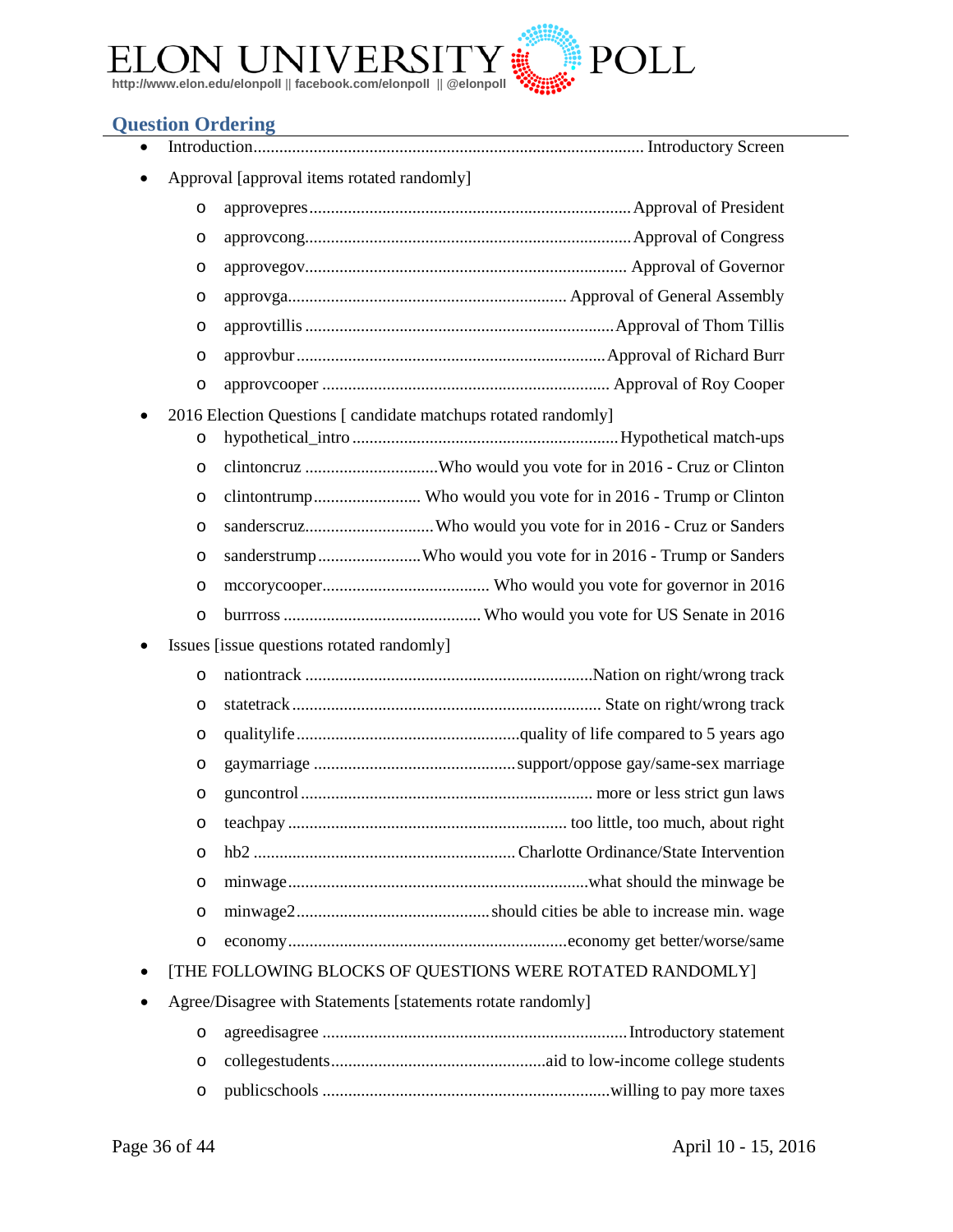## Question Ordering

- Introduction............................................................................................ Introductory Screen
- Approval [approval items rotated randomly]
  - approvepres ........................................................................... Approval of President
  - approvcong............................................................................ Approval of Congress
  - approvegov............................................................................ Approval of Governor
  - approvga.................................................................. Approval of General Assembly
  - approvtillis ........................................................................ Approval of Thom Tillis
  - approvbur ......................................................................... Approval of Richard Burr
  - approvcooper ................................................................... Approval of Roy Cooper
- 2016 Election Questions [ candidate matchups rotated randomly]
  - hypothetical_intro ................................................................ Hypothetical match-ups
  - clintoncruz ............................... Who would you vote for in 2016 - Cruz or Clinton
  - clintontrump......................... Who would you vote for in 2016 - Trump or Clinton
  - sanderscruz............................. Who would you vote for in 2016 - Cruz or Sanders
  - sanderstrump ........................ Who would you vote for in 2016 - Trump or Sanders
  - mccorycooper....................................... Who would you vote for governor in 2016
  - burrross .............................................. Who would you vote for US Senate in 2016
- Issues [issue questions rotated randomly]
  - nationtrack ................................................................... Nation on right/wrong track
  - statetrack ........................................................................ State on right/wrong track
  - qualitylife .................................................... quality of life compared to 5 years ago
  - gaymarriage ............................................... support/oppose gay/same-sex marriage
  - guncontrol .................................................................... more or less strict gun laws
  - teachpay ................................................................ too little, too much, about right
  - hb2 ............................................................ Charlotte Ordinance/State Intervention
  - minwage...................................................................... what should the minwage be
  - minwage2............................................. should cities be able to increase min. wage
  - economy................................................................. economy get better/worse/same
- [THE FOLLOWING BLOCKS OF QUESTIONS WERE ROTATED RANDOMLY]
- Agree/Disagree with Statements [statements rotate randomly]
  - agreedisagree ...................................................................... Introductory statement
  - collegestudents.................................................. aid to low-income college students
  - publicschools ................................................................... willing to pay more taxes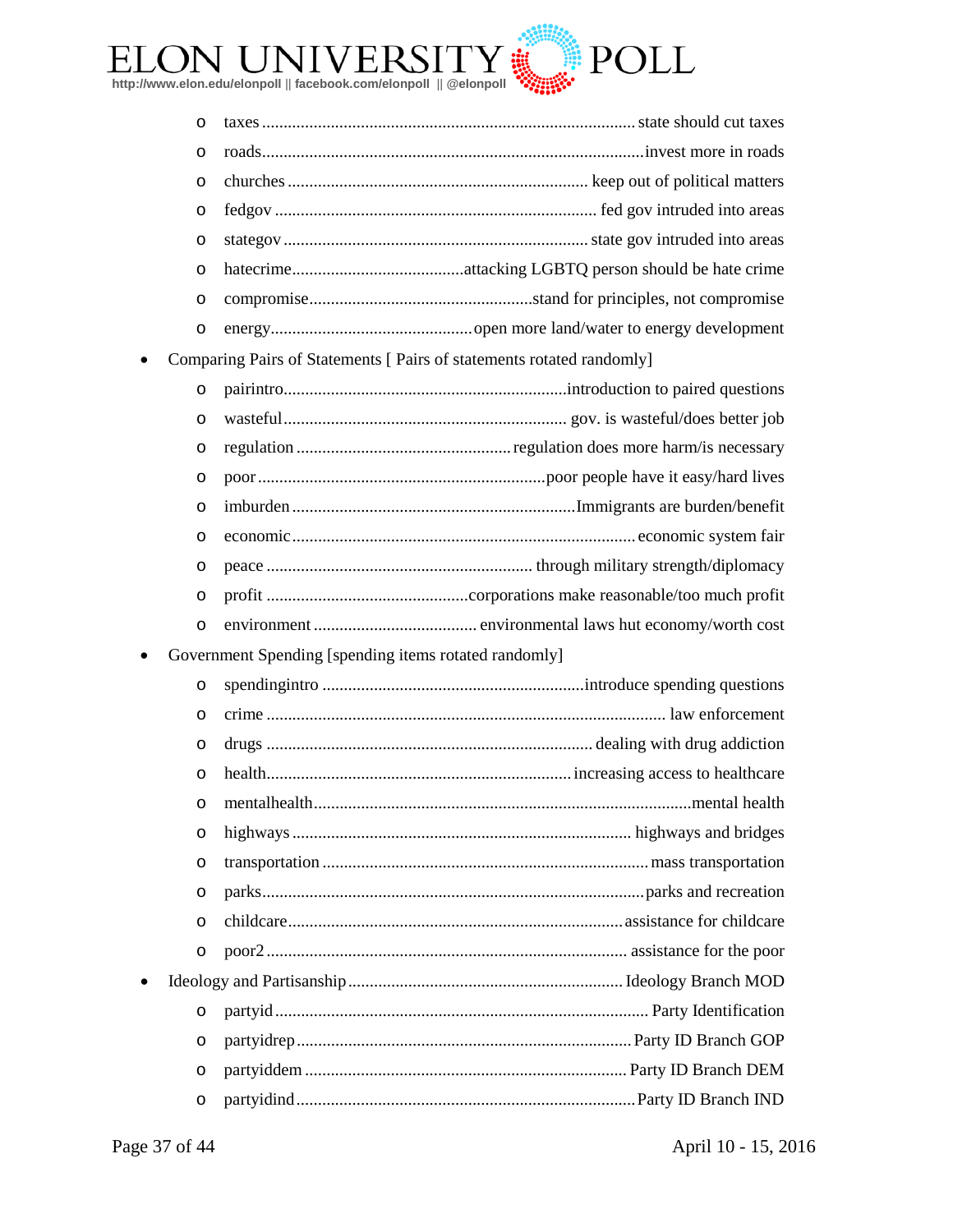- taxes ..................................................................................... state should cut taxes
- roads........................................................................................invest more in roads
- churches ..................................................................... keep out of political matters
- fedgov .......................................................................... fed gov intruded into areas
- stategov ..................................................................... state gov intruded into areas
- hatecrime.......................................attacking LGBTQ person should be hate crime
- compromise...................................................stand for principles, not compromise
- energy..............................................open more land/water to energy development

- Comparing Pairs of Statements [ Pairs of statements rotated randomly]
  - pairintro................................................................introduction to paired questions
  - wasteful................................................................. gov. is wasteful/does better job
  - regulation ................................................. regulation does more harm/is necessary
  - poor ..................................................................poor people have it easy/hard lives
  - imburden ..................................................................Immigrants are burden/benefit
  - economic............................................................................... economic system fair
  - peace ............................................................. through military strength/diplomacy
  - profit ..............................................corporations make reasonable/too much profit
  - environment ..................................... environmental laws hut economy/worth cost
- Government Spending [spending items rotated randomly]
  - spendingintro ............................................................introduce spending questions
  - crime ............................................................................................ law enforcement
  - drugs ........................................................................... dealing with drug addiction
  - health...................................................................... increasing access to healthcare
  - mentalhealth.......................................................................................mental health
  - highways ............................................................................. highways and bridges
  - transportation .......................................................................... mass transportation
  - parks........................................................................................parks and recreation
  - childcare............................................................................. assistance for childcare
  - poor2 .................................................................................. assistance for the poor
- Ideology and Partisanship ............................................................... Ideology Branch MOD
  - partyid ...................................................................................... Party Identification
  - partyidrep ............................................................................. Party ID Branch GOP
  - partyiddem ........................................................................... Party ID Branch DEM
  - partyidind .............................................................................. Party ID Branch IND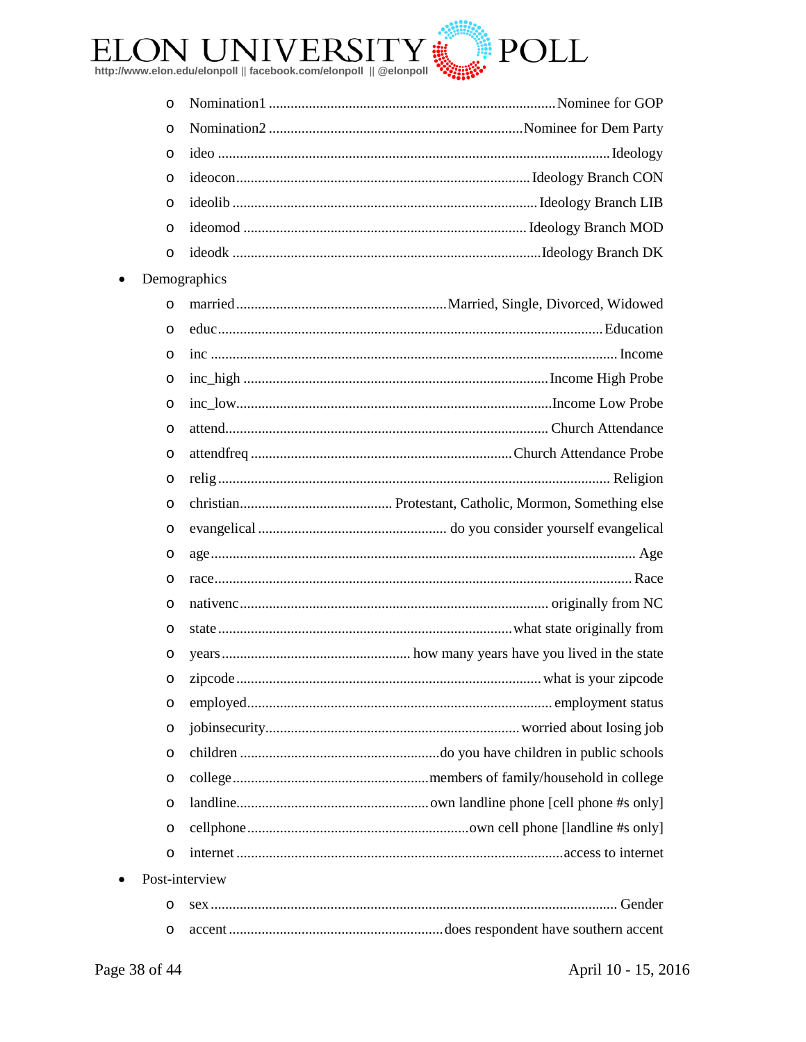- Nomination1 ............................................................................. Nominee for GOP
- Nomination2 .................................................................... Nominee for Dem Party
- ideo ............................................................................................. Ideology
- ideocon ................................................................................ Ideology Branch CON
- ideolib .................................................................................. Ideology Branch LIB
- ideomod .............................................................................. Ideology Branch MOD
- ideodk .................................................................................... Ideology Branch DK

- Demographics
  - married ......................................................... Married, Single, Divorced, Widowed
  - educ ........................................................................................... Education
  - inc .............................................................................................. Income
  - inc_high ...................................................................................... Income High Probe
  - inc_low ...................................................................................... Income Low Probe
  - attend ........................................................................................ Church Attendance
  - attendfreq ........................................................................ Church Attendance Probe
  - relig ........................................................................................... Religion
  - christian .......................................... Protestant, Catholic, Mormon, Something else
  - evangelical .................................................... do you consider yourself evangelical
  - age ................................................................................................ Age
  - race ............................................................................................... Race
  - nativenc ...................................................................................... originally from NC
  - state ................................................................................ what state originally from
  - years .................................................... how many years have you lived in the state
  - zipcode ................................................................................ what is your zipcode
  - employed .................................................................................. employment status
  - jobinsecurity ...................................................................... worried about losing job
  - children ....................................................... do you have children in public schools
  - college ...................................................... members of family/household in college
  - landline ..................................................... own landline phone [cell phone #s only]
  - cellphone ............................................................ own cell phone [landline #s only]
  - internet ......................................................................................... access to internet
- Post-interview
  - sex ................................................................................................ Gender
  - accent ........................................................... does respondent have southern accent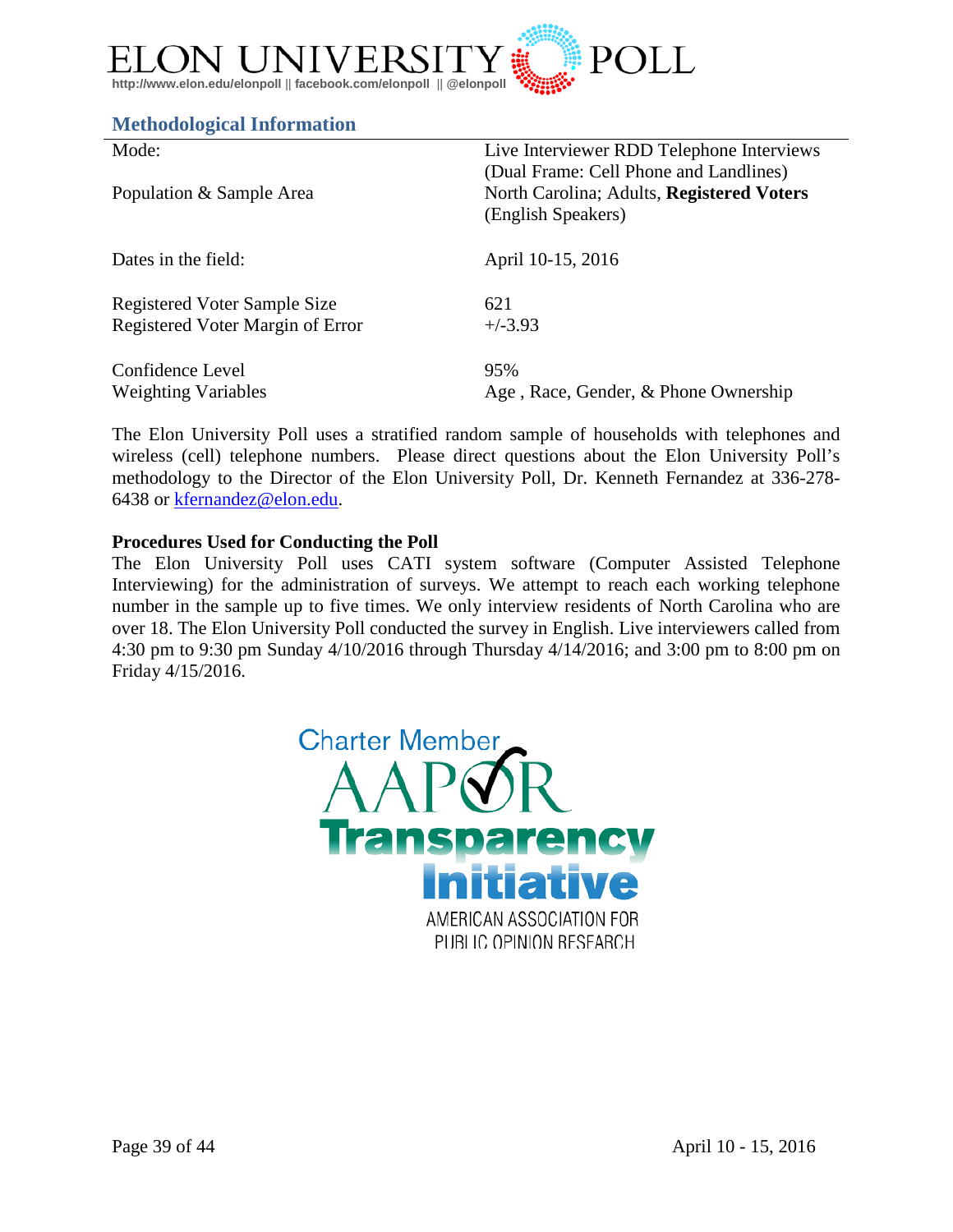## Methodological Information

| | |
|---|---|
| Mode: | Live Interviewer RDD Telephone Interviews (Dual Frame: Cell Phone and Landlines) |
| Population & Sample Area | North Carolina; Adults, **Registered Voters** (English Speakers) |
| Dates in the field: | April 10-15, 2016 |
| Registered Voter Sample Size | 621 |
| Registered Voter Margin of Error | +/-3.93 |
| Confidence Level | 95% |
| Weighting Variables | Age , Race, Gender, & Phone Ownership |

The Elon University Poll uses a stratified random sample of households with telephones and wireless (cell) telephone numbers. Please direct questions about the Elon University Poll's methodology to the Director of the Elon University Poll, Dr. Kenneth Fernandez at 336-278-6438 or kfernandez@elon.edu.

**Procedures Used for Conducting the Poll**

The Elon University Poll uses CATI system software (Computer Assisted Telephone Interviewing) for the administration of surveys. We attempt to reach each working telephone number in the sample up to five times. We only interview residents of North Carolina who are over 18. The Elon University Poll conducted the survey in English. Live interviewers called from 4:30 pm to 9:30 pm Sunday 4/10/2016 through Thursday 4/14/2016; and 3:00 pm to 8:00 pm on Friday 4/15/2016.

Charter Member AAPOR Transparency Initiative

AMERICAN ASSOCIATION FOR PUBLIC OPINION RESEARCH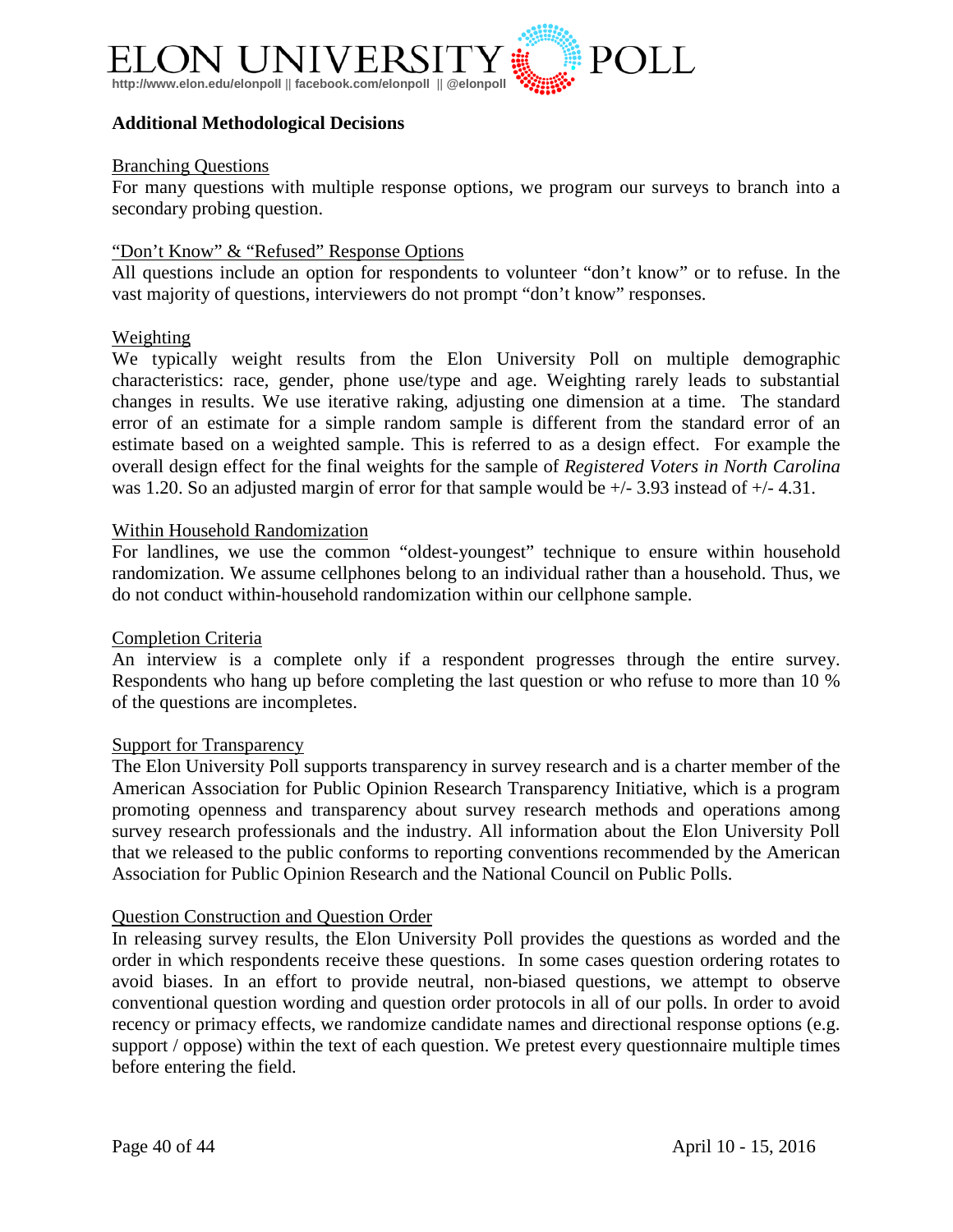## Additional Methodological Decisions

<u>Branching Questions</u>

For many questions with multiple response options, we program our surveys to branch into a secondary probing question.

<u>"Don't Know" & "Refused" Response Options</u>

All questions include an option for respondents to volunteer "don't know" or to refuse. In the vast majority of questions, interviewers do not prompt "don't know" responses.

<u>Weighting</u>

We typically weight results from the Elon University Poll on multiple demographic characteristics: race, gender, phone use/type and age. Weighting rarely leads to substantial changes in results. We use iterative raking, adjusting one dimension at a time. The standard error of an estimate for a simple random sample is different from the standard error of an estimate based on a weighted sample. This is referred to as a design effect. For example the overall design effect for the final weights for the sample of *Registered Voters in North Carolina* was 1.20. So an adjusted margin of error for that sample would be +/- 3.93 instead of +/- 4.31.

<u>Within Household Randomization</u>

For landlines, we use the common "oldest-youngest" technique to ensure within household randomization. We assume cellphones belong to an individual rather than a household. Thus, we do not conduct within-household randomization within our cellphone sample.

<u>Completion Criteria</u>

An interview is a complete only if a respondent progresses through the entire survey. Respondents who hang up before completing the last question or who refuse to more than 10 % of the questions are incompletes.

<u>Support for Transparency</u>

The Elon University Poll supports transparency in survey research and is a charter member of the American Association for Public Opinion Research Transparency Initiative, which is a program promoting openness and transparency about survey research methods and operations among survey research professionals and the industry. All information about the Elon University Poll that we released to the public conforms to reporting conventions recommended by the American Association for Public Opinion Research and the National Council on Public Polls.

<u>Question Construction and Question Order</u>

In releasing survey results, the Elon University Poll provides the questions as worded and the order in which respondents receive these questions. In some cases question ordering rotates to avoid biases. In an effort to provide neutral, non-biased questions, we attempt to observe conventional question wording and question order protocols in all of our polls. In order to avoid recency or primacy effects, we randomize candidate names and directional response options (e.g. support / oppose) within the text of each question. We pretest every questionnaire multiple times before entering the field.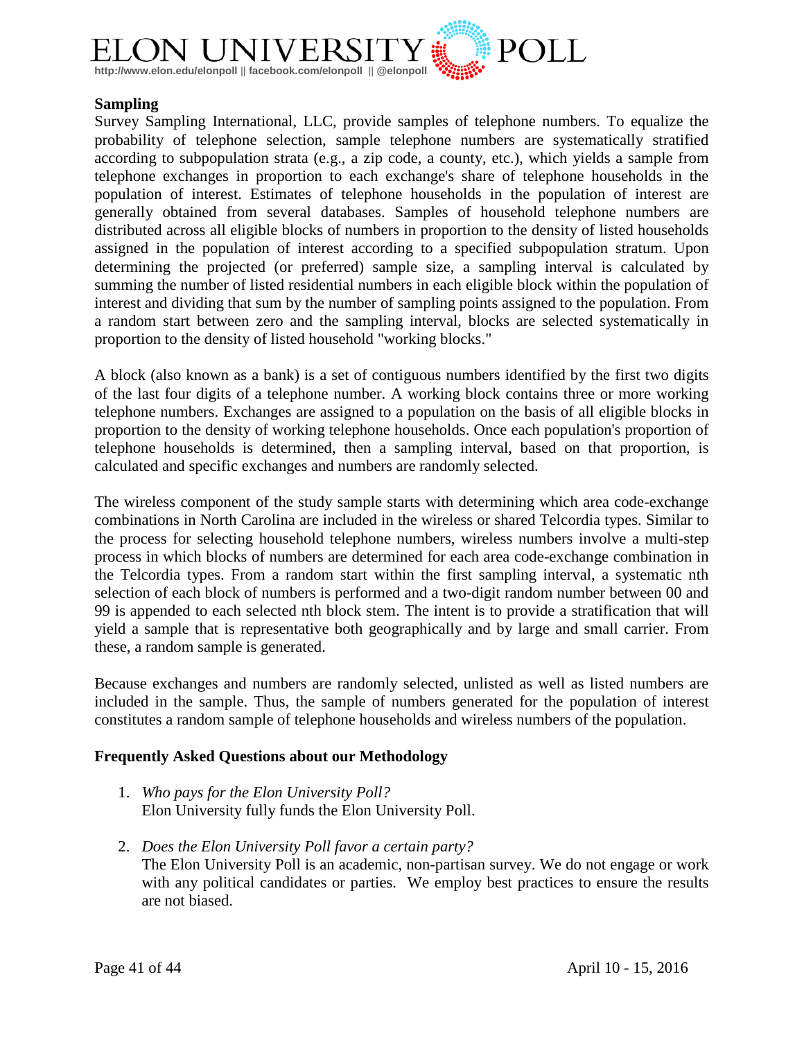**Sampling**

Survey Sampling International, LLC, provide samples of telephone numbers. To equalize the probability of telephone selection, sample telephone numbers are systematically stratified according to subpopulation strata (e.g., a zip code, a county, etc.), which yields a sample from telephone exchanges in proportion to each exchange's share of telephone households in the population of interest. Estimates of telephone households in the population of interest are generally obtained from several databases. Samples of household telephone numbers are distributed across all eligible blocks of numbers in proportion to the density of listed households assigned in the population of interest according to a specified subpopulation stratum. Upon determining the projected (or preferred) sample size, a sampling interval is calculated by summing the number of listed residential numbers in each eligible block within the population of interest and dividing that sum by the number of sampling points assigned to the population. From a random start between zero and the sampling interval, blocks are selected systematically in proportion to the density of listed household "working blocks."

A block (also known as a bank) is a set of contiguous numbers identified by the first two digits of the last four digits of a telephone number. A working block contains three or more working telephone numbers. Exchanges are assigned to a population on the basis of all eligible blocks in proportion to the density of working telephone households. Once each population's proportion of telephone households is determined, then a sampling interval, based on that proportion, is calculated and specific exchanges and numbers are randomly selected.

The wireless component of the study sample starts with determining which area code-exchange combinations in North Carolina are included in the wireless or shared Telcordia types. Similar to the process for selecting household telephone numbers, wireless numbers involve a multi-step process in which blocks of numbers are determined for each area code-exchange combination in the Telcordia types. From a random start within the first sampling interval, a systematic nth selection of each block of numbers is performed and a two-digit random number between 00 and 99 is appended to each selected nth block stem. The intent is to provide a stratification that will yield a sample that is representative both geographically and by large and small carrier. From these, a random sample is generated.

Because exchanges and numbers are randomly selected, unlisted as well as listed numbers are included in the sample. Thus, the sample of numbers generated for the population of interest constitutes a random sample of telephone households and wireless numbers of the population.

**Frequently Asked Questions about our Methodology**

1. *Who pays for the Elon University Poll?*
   Elon University fully funds the Elon University Poll.

2. *Does the Elon University Poll favor a certain party?*
   The Elon University Poll is an academic, non-partisan survey. We do not engage or work with any political candidates or parties. We employ best practices to ensure the results are not biased.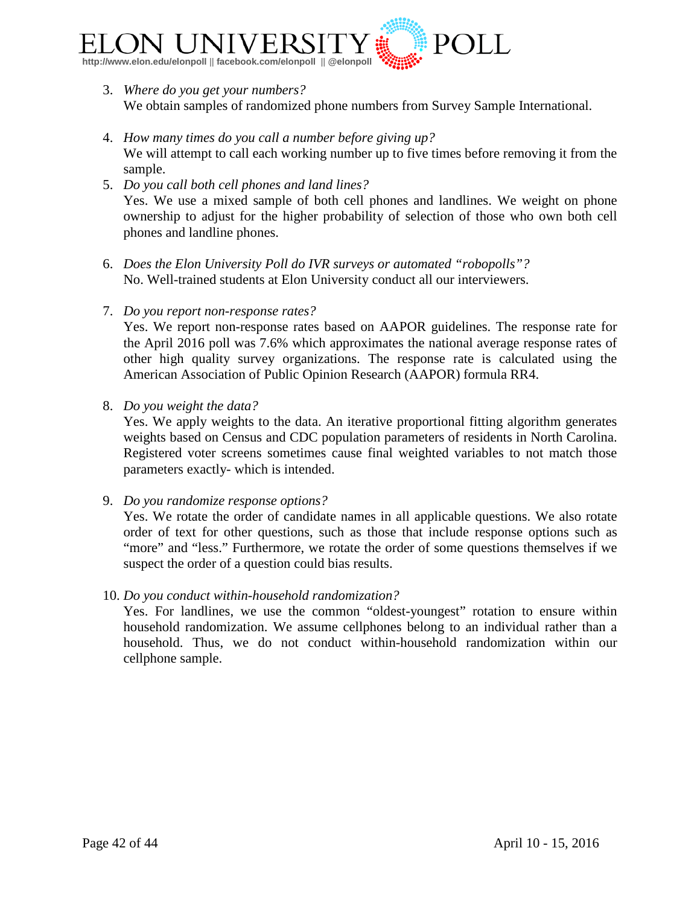3. *Where do you get your numbers?*
   We obtain samples of randomized phone numbers from Survey Sample International.

4. *How many times do you call a number before giving up?*
   We will attempt to call each working number up to five times before removing it from the sample.

5. *Do you call both cell phones and land lines?*
   Yes. We use a mixed sample of both cell phones and landlines. We weight on phone ownership to adjust for the higher probability of selection of those who own both cell phones and landline phones.

6. *Does the Elon University Poll do IVR surveys or automated "robopolls"?*
   No. Well-trained students at Elon University conduct all our interviewers.

7. *Do you report non-response rates?*
   Yes. We report non-response rates based on AAPOR guidelines. The response rate for the April 2016 poll was 7.6% which approximates the national average response rates of other high quality survey organizations. The response rate is calculated using the American Association of Public Opinion Research (AAPOR) formula RR4.

8. *Do you weight the data?*
   Yes. We apply weights to the data. An iterative proportional fitting algorithm generates weights based on Census and CDC population parameters of residents in North Carolina. Registered voter screens sometimes cause final weighted variables to not match those parameters exactly- which is intended.

9. *Do you randomize response options?*
   Yes. We rotate the order of candidate names in all applicable questions. We also rotate order of text for other questions, such as those that include response options such as "more" and "less." Furthermore, we rotate the order of some questions themselves if we suspect the order of a question could bias results.

10. *Do you conduct within-household randomization?*
    Yes. For landlines, we use the common "oldest-youngest" rotation to ensure within household randomization. We assume cellphones belong to an individual rather than a household. Thus, we do not conduct within-household randomization within our cellphone sample.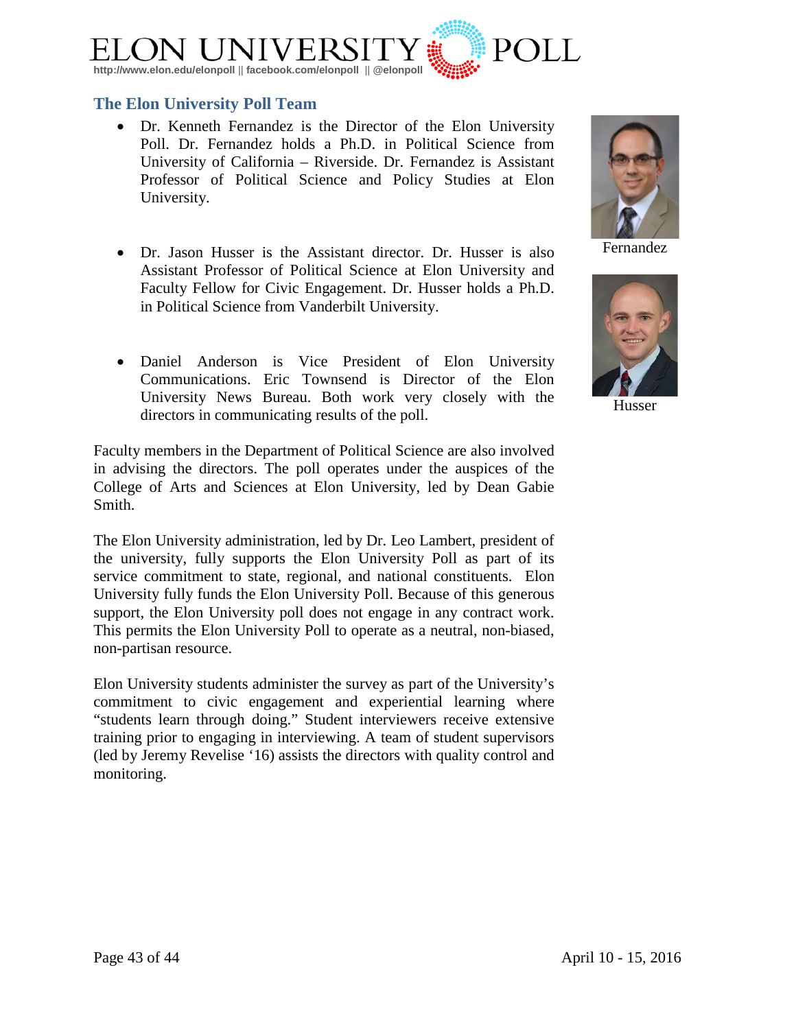## The Elon University Poll Team

- Dr. Kenneth Fernandez is the Director of the Elon University Poll. Dr. Fernandez holds a Ph.D. in Political Science from University of California – Riverside. Dr. Fernandez is Assistant Professor of Political Science and Policy Studies at Elon University.

- Dr. Jason Husser is the Assistant director. Dr. Husser is also Assistant Professor of Political Science at Elon University and Faculty Fellow for Civic Engagement. Dr. Husser holds a Ph.D. in Political Science from Vanderbilt University.

- Daniel Anderson is Vice President of Elon University Communications. Eric Townsend is Director of the Elon University News Bureau. Both work very closely with the directors in communicating results of the poll.

Fernandez

Husser

Faculty members in the Department of Political Science are also involved in advising the directors. The poll operates under the auspices of the College of Arts and Sciences at Elon University, led by Dean Gabie Smith.

The Elon University administration, led by Dr. Leo Lambert, president of the university, fully supports the Elon University Poll as part of its service commitment to state, regional, and national constituents. Elon University fully funds the Elon University Poll. Because of this generous support, the Elon University poll does not engage in any contract work. This permits the Elon University Poll to operate as a neutral, non-biased, non-partisan resource.

Elon University students administer the survey as part of the University's commitment to civic engagement and experiential learning where "students learn through doing." Student interviewers receive extensive training prior to engaging in interviewing. A team of student supervisors (led by Jeremy Revelise '16) assists the directors with quality control and monitoring.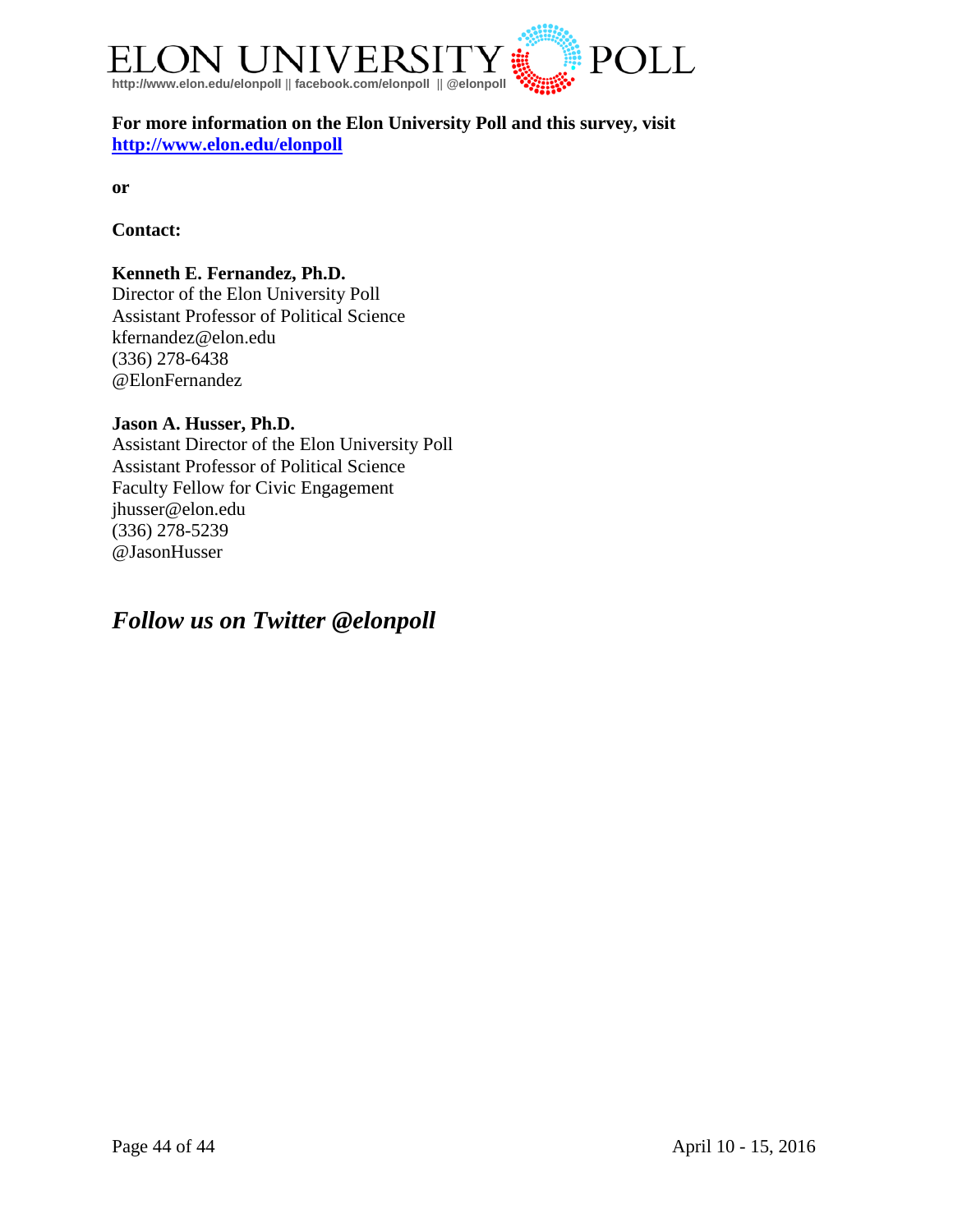**For more information on the Elon University Poll and this survey, visit**
**[http://www.elon.edu/elonpoll](http://www.elon.edu/elonpoll)**

**or**

**Contact:**

**Kenneth E. Fernandez, Ph.D.**
Director of the Elon University Poll
Assistant Professor of Political Science
kfernandez@elon.edu
(336) 278-6438
@ElonFernandez

**Jason A. Husser, Ph.D.**
Assistant Director of the Elon University Poll
Assistant Professor of Political Science
Faculty Fellow for Civic Engagement
jhusser@elon.edu
(336) 278-5239
@JasonHusser

***Follow us on Twitter @elonpoll***